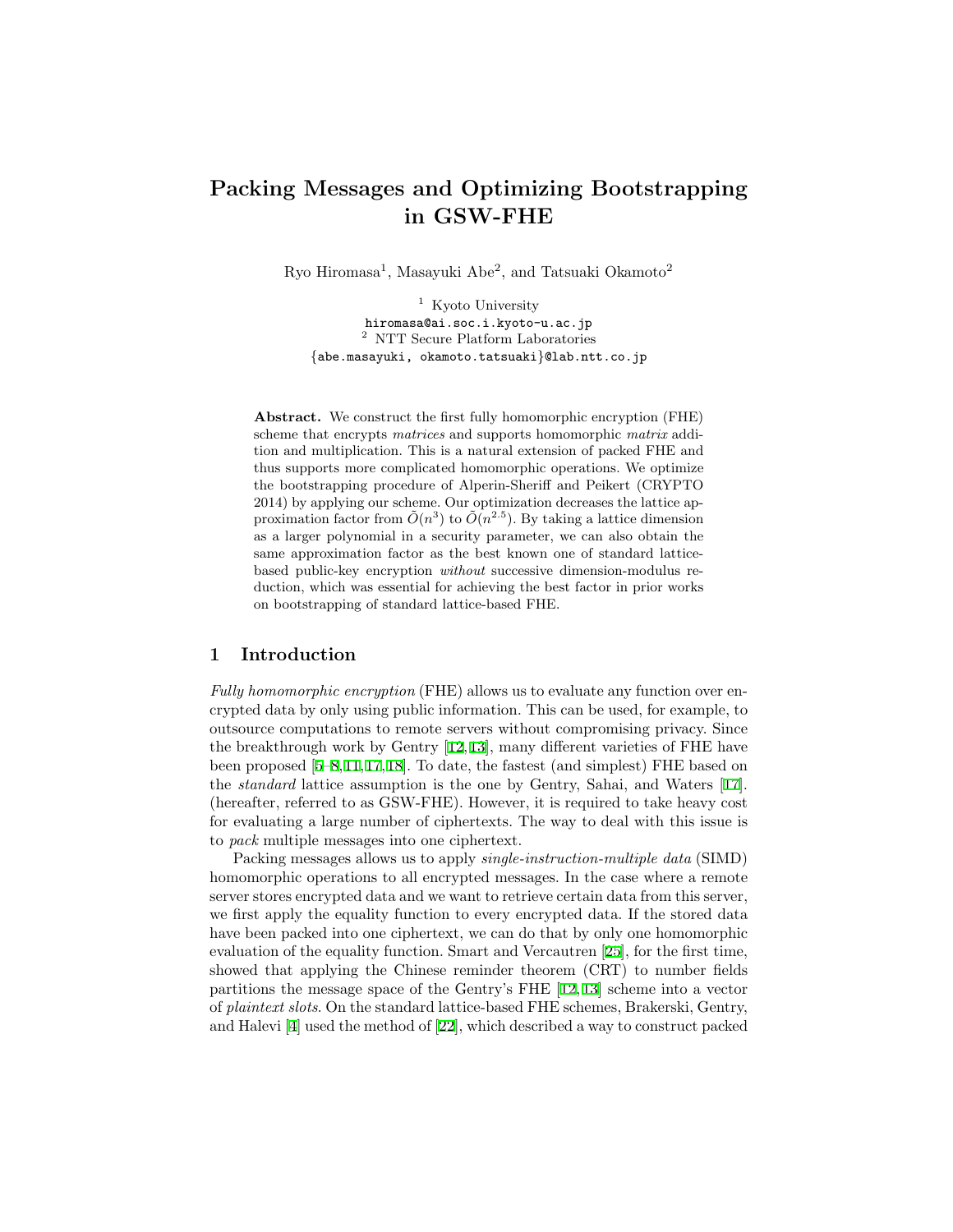# Packing Messages and Optimizing Bootstrapping in GSW-FHE

Ryo Hiromasa[1], Masayuki Abe[2], and Tatsuaki Okamoto[2]

[1] Kyoto University
hiromasa@ai.soc.i.kyoto-u.ac.jp
[2] NTT Secure Platform Laboratories
{abe.masayuki, okamoto.tatsuaki}@lab.ntt.co.jp

**Abstract.** We construct the first fully homomorphic encryption (FHE) scheme that encrypts *matrices* and supports homomorphic *matrix* addition and multiplication. This is a natural extension of packed FHE and thus supports more complicated homomorphic operations. We optimize the bootstrapping procedure of Alperin-Sheriff and Peikert (CRYPTO 2014) by applying our scheme. Our optimization decreases the lattice approximation factor from $\tilde{O}(n^3)$ to $\tilde{O}(n^{2.5})$. By taking a lattice dimension as a larger polynomial in a security parameter, we can also obtain the same approximation factor as the best known one of standard lattice-based public-key encryption *without* successive dimension-modulus reduction, which was essential for achieving the best factor in prior works on bootstrapping of standard lattice-based FHE.

## 1 Introduction

*Fully homomorphic encryption* (FHE) allows us to evaluate any function over encrypted data by only using public information. This can be used, for example, to outsource computations to remote servers without compromising privacy. Since the breakthrough work by Gentry [12,13], many different varieties of FHE have been proposed [5–8,11,17,18]. To date, the fastest (and simplest) FHE based on the *standard* lattice assumption is the one by Gentry, Sahai, and Waters [17]. (hereafter, referred to as GSW-FHE). However, it is required to take heavy cost for evaluating a large number of ciphertexts. The way to deal with this issue is to *pack* multiple messages into one ciphertext.

Packing messages allows us to apply *single-instruction-multiple data* (SIMD) homomorphic operations to all encrypted messages. In the case where a remote server stores encrypted data and we want to retrieve certain data from this server, we first apply the equality function to every encrypted data. If the stored data have been packed into one ciphertext, we can do that by only one homomorphic evaluation of the equality function. Smart and Vercautren [25], for the first time, showed that applying the Chinese reminder theorem (CRT) to number fields partitions the message space of the Gentry's FHE [12,13] scheme into a vector of *plaintext slots*. On the standard lattice-based FHE schemes, Brakerski, Gentry, and Halevi [4] used the method of [22], which described a way to construct packed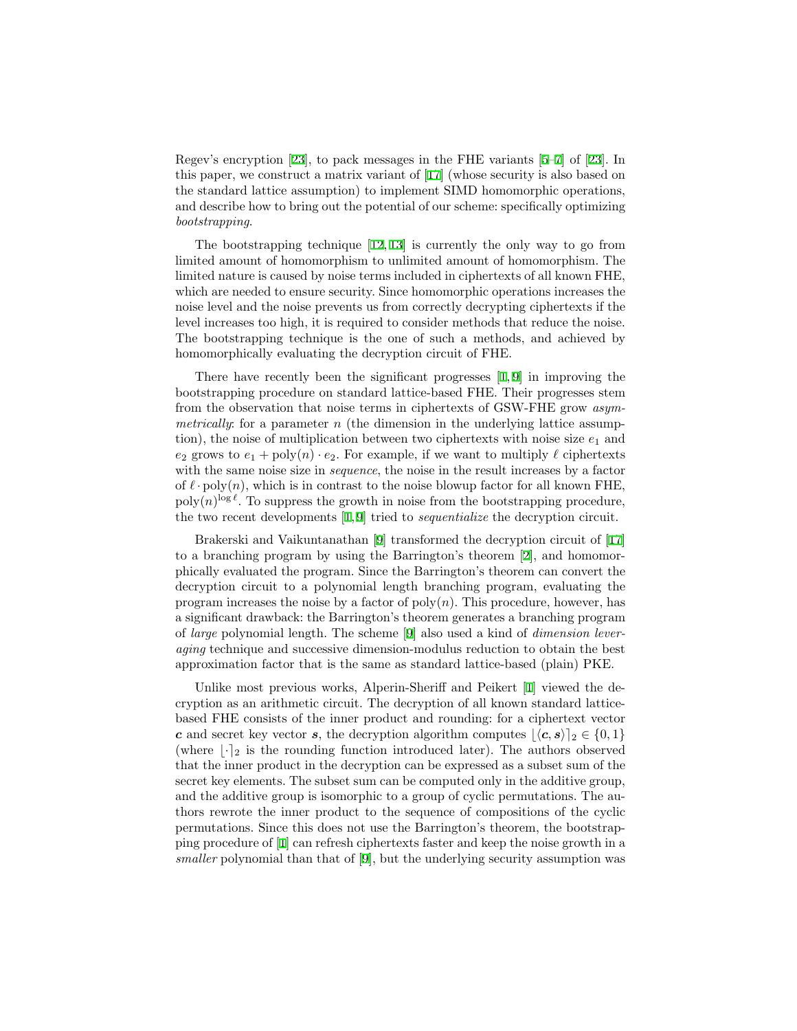Regev's encryption [23], to pack messages in the FHE variants [5–7] of [23]. In this paper, we construct a matrix variant of [17] (whose security is also based on the standard lattice assumption) to implement SIMD homomorphic operations, and describe how to bring out the potential of our scheme: specifically optimizing *bootstrapping*.

The bootstrapping technique [12,13] is currently the only way to go from limited amount of homomorphism to unlimited amount of homomorphism. The limited nature is caused by noise terms included in ciphertexts of all known FHE, which are needed to ensure security. Since homomorphic operations increases the noise level and the noise prevents us from correctly decrypting ciphertexts if the level increases too high, it is required to consider methods that reduce the noise. The bootstrapping technique is the one of such a methods, and achieved by homomorphically evaluating the decryption circuit of FHE.

There have recently been the significant progresses [1,9] in improving the bootstrapping procedure on standard lattice-based FHE. Their progresses stem from the observation that noise terms in ciphertexts of GSW-FHE grow *asymmetrically*: for a parameter $n$ (the dimension in the underlying lattice assumption), the noise of multiplication between two ciphertexts with noise size $e_1$ and $e_2$ grows to $e_1 + \mathrm{poly}(n) \cdot e_2$. For example, if we want to multiply $\ell$ ciphertexts with the same noise size in *sequence*, the noise in the result increases by a factor of $\ell \cdot \mathrm{poly}(n)$, which is in contrast to the noise blowup factor for all known FHE, $\mathrm{poly}(n)^{\log \ell}$. To suppress the growth in noise from the bootstrapping procedure, the two recent developments [1,9] tried to *sequentialize* the decryption circuit.

Brakerski and Vaikuntanathan [9] transformed the decryption circuit of [17] to a branching program by using the Barrington's theorem [2], and homomorphically evaluated the program. Since the Barrington's theorem can convert the decryption circuit to a polynomial length branching program, evaluating the program increases the noise by a factor of $\mathrm{poly}(n)$. This procedure, however, has a significant drawback: the Barrington's theorem generates a branching program of *large* polynomial length. The scheme [9] also used a kind of *dimension leveraging* technique and successive dimension-modulus reduction to obtain the best approximation factor that is the same as standard lattice-based (plain) PKE.

Unlike most previous works, Alperin-Sheriff and Peikert [1] viewed the decryption as an arithmetic circuit. The decryption of all known standard lattice-based FHE consists of the inner product and rounding: for a ciphertext vector $\boldsymbol{c}$ and secret key vector $\boldsymbol{s}$, the decryption algorithm computes $\lfloor \langle \boldsymbol{c}, \boldsymbol{s} \rangle \rceil_2 \in \{0, 1\}$ (where $\lfloor \cdot \rceil_2$ is the rounding function introduced later). The authors observed that the inner product in the decryption can be expressed as a subset sum of the secret key elements. The subset sum can be computed only in the additive group, and the additive group is isomorphic to a group of cyclic permutations. The authors rewrote the inner product to the sequence of compositions of the cyclic permutations. Since this does not use the Barrington's theorem, the bootstrapping procedure of [1] can refresh ciphertexts faster and keep the noise growth in a *smaller* polynomial than that of [9], but the underlying security assumption was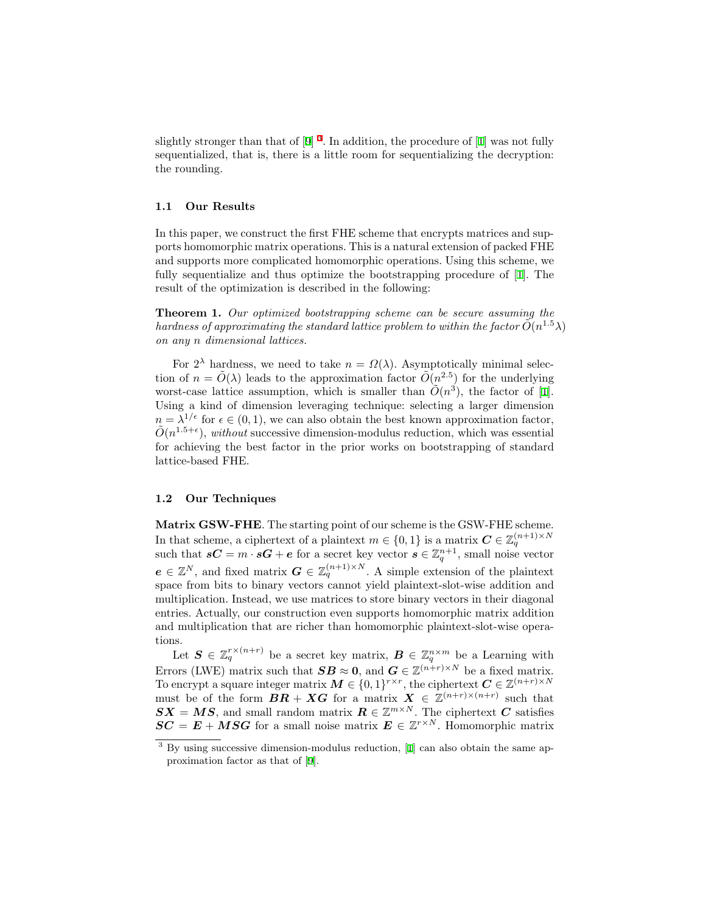slightly stronger than that of [9] [3]. In addition, the procedure of [1] was not fully sequentialized, that is, there is a little room for sequentializing the decryption: the rounding.

### 1.1 Our Results

In this paper, we construct the first FHE scheme that encrypts matrices and supports homomorphic matrix operations. This is a natural extension of packed FHE and supports more complicated homomorphic operations. Using this scheme, we fully sequentialize and thus optimize the bootstrapping procedure of [1]. The result of the optimization is described in the following:

**Theorem 1.** *Our optimized bootstrapping scheme can be secure assuming the hardness of approximating the standard lattice problem to within the factor $\tilde{O}(n^{1.5}\lambda)$ on any $n$ dimensional lattices.*

For $2^\lambda$ hardness, we need to take $n = \Omega(\lambda)$. Asymptotically minimal selection of $n = \tilde{O}(\lambda)$ leads to the approximation factor $\tilde{O}(n^{2.5})$ for the underlying worst-case lattice assumption, which is smaller than $\tilde{O}(n^3)$, the factor of [1]. Using a kind of dimension leveraging technique: selecting a larger dimension $n = \lambda^{1/\epsilon}$ for $\epsilon \in (0, 1)$, we can also obtain the best known approximation factor, $\tilde{O}(n^{1.5+\epsilon})$, *without* successive dimension-modulus reduction, which was essential for achieving the best factor in the prior works on bootstrapping of standard lattice-based FHE.

### 1.2 Our Techniques

**Matrix GSW-FHE**. The starting point of our scheme is the GSW-FHE scheme. In that scheme, a ciphertext of a plaintext $m \in \{0, 1\}$ is a matrix $\boldsymbol{C} \in \mathbb{Z}_q^{(n+1)\times N}$ such that $\boldsymbol{s}\boldsymbol{C} = m \cdot \boldsymbol{s}\boldsymbol{G} + \boldsymbol{e}$ for a secret key vector $\boldsymbol{s} \in \mathbb{Z}_q^{n+1}$, small noise vector $\boldsymbol{e} \in \mathbb{Z}^N$, and fixed matrix $\boldsymbol{G} \in \mathbb{Z}_q^{(n+1)\times N}$. A simple extension of the plaintext space from bits to binary vectors cannot yield plaintext-slot-wise addition and multiplication. Instead, we use matrices to store binary vectors in their diagonal entries. Actually, our construction even supports homomorphic matrix addition and multiplication that are richer than homomorphic plaintext-slot-wise operations.

Let $\boldsymbol{S} \in \mathbb{Z}_q^{r\times(n+r)}$ be a secret key matrix, $\boldsymbol{B} \in \mathbb{Z}_q^{n\times m}$ be a Learning with Errors (LWE) matrix such that $\boldsymbol{S}\boldsymbol{B} \approx \boldsymbol{0}$, and $\boldsymbol{G} \in \mathbb{Z}^{(n+r)\times N}$ be a fixed matrix. To encrypt a square integer matrix $\boldsymbol{M} \in \{0, 1\}^{r\times r}$, the ciphertext $\boldsymbol{C} \in \mathbb{Z}^{(n+r)\times N}$ must be of the form $\boldsymbol{B}\boldsymbol{R} + \boldsymbol{X}\boldsymbol{G}$ for a matrix $\boldsymbol{X} \in \mathbb{Z}^{(n+r)\times(n+r)}$ such that $\boldsymbol{S}\boldsymbol{X} = \boldsymbol{M}\boldsymbol{S}$, and small random matrix $\boldsymbol{R} \in \mathbb{Z}^{m\times N}$. The ciphertext $\boldsymbol{C}$ satisfies $\boldsymbol{S}\boldsymbol{C} = \boldsymbol{E} + \boldsymbol{M}\boldsymbol{S}\boldsymbol{G}$ for a small noise matrix $\boldsymbol{E} \in \mathbb{Z}^{r\times N}$. Homomorphic matrix

[3] By using successive dimension-modulus reduction, [1] can also obtain the same approximation factor as that of [9].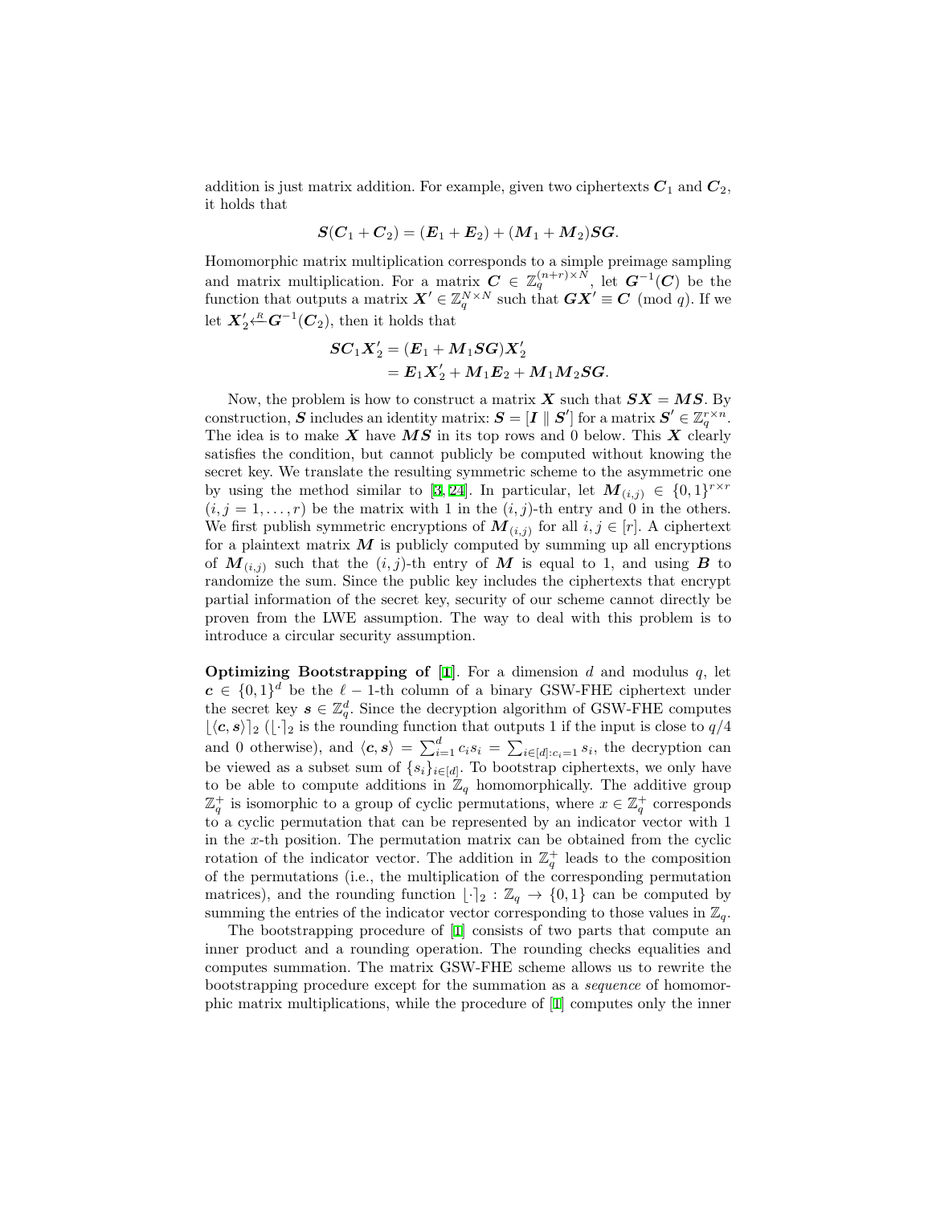addition is just matrix addition. For example, given two ciphertexts $\boldsymbol{C}_1$ and $\boldsymbol{C}_2$, it holds that

$$\boldsymbol{S}(\boldsymbol{C}_1 + \boldsymbol{C}_2) = (\boldsymbol{E}_1 + \boldsymbol{E}_2) + (\boldsymbol{M}_1 + \boldsymbol{M}_2)\boldsymbol{S}\boldsymbol{G}.$$

Homomorphic matrix multiplication corresponds to a simple preimage sampling and matrix multiplication. For a matrix $\boldsymbol{C} \in \mathbb{Z}_q^{(n+r)\times N}$, let $\boldsymbol{G}^{-1}(\boldsymbol{C})$ be the function that outputs a matrix $\boldsymbol{X}' \in \mathbb{Z}_q^{N\times N}$ such that $\boldsymbol{G}\boldsymbol{X}' \equiv \boldsymbol{C} \pmod q$. If we let $\boldsymbol{X}'_2 \xleftarrow{R} \boldsymbol{G}^{-1}(\boldsymbol{C}_2)$, then it holds that

$$\begin{aligned}\boldsymbol{S}\boldsymbol{C}_1\boldsymbol{X}'_2 &= (\boldsymbol{E}_1 + \boldsymbol{M}_1\boldsymbol{S}\boldsymbol{G})\boldsymbol{X}'_2 \\ &= \boldsymbol{E}_1\boldsymbol{X}'_2 + \boldsymbol{M}_1\boldsymbol{E}_2 + \boldsymbol{M}_1\boldsymbol{M}_2\boldsymbol{S}\boldsymbol{G}.\end{aligned}$$

Now, the problem is how to construct a matrix $\boldsymbol{X}$ such that $\boldsymbol{S}\boldsymbol{X} = \boldsymbol{M}\boldsymbol{S}$. By construction, $\boldsymbol{S}$ includes an identity matrix: $\boldsymbol{S} = [\boldsymbol{I} \parallel \boldsymbol{S}']$ for a matrix $\boldsymbol{S}' \in \mathbb{Z}_q^{r\times n}$. The idea is to make $\boldsymbol{X}$ have $\boldsymbol{M}\boldsymbol{S}$ in its top rows and 0 below. This $\boldsymbol{X}$ clearly satisfies the condition, but cannot publicly be computed without knowing the secret key. We translate the resulting symmetric scheme to the asymmetric one by using the method similar to [3,24]. In particular, let $\boldsymbol{M}_{(i,j)} \in \{0,1\}^{r\times r}$ $(i,j = 1,\ldots,r)$ be the matrix with 1 in the $(i,j)$-th entry and 0 in the others. We first publish symmetric encryptions of $\boldsymbol{M}_{(i,j)}$ for all $i,j \in [r]$. A ciphertext for a plaintext matrix $\boldsymbol{M}$ is publicly computed by summing up all encryptions of $\boldsymbol{M}_{(i,j)}$ such that the $(i,j)$-th entry of $\boldsymbol{M}$ is equal to 1, and using $\boldsymbol{B}$ to randomize the sum. Since the public key includes the ciphertexts that encrypt partial information of the secret key, security of our scheme cannot directly be proven from the LWE assumption. The way to deal with this problem is to introduce a circular security assumption.

**Optimizing Bootstrapping of [1].** For a dimension $d$ and modulus $q$, let $\boldsymbol{c} \in \{0,1\}^d$ be the $\ell-1$-th column of a binary GSW-FHE ciphertext under the secret key $\boldsymbol{s} \in \mathbb{Z}_q^d$. Since the decryption algorithm of GSW-FHE computes $\lfloor \langle \boldsymbol{c}, \boldsymbol{s}\rangle \rceil_2$ ($\lfloor\cdot\rceil_2$ is the rounding function that outputs 1 if the input is close to $q/4$ and 0 otherwise), and $\langle \boldsymbol{c}, \boldsymbol{s}\rangle = \sum_{i=1}^d c_i s_i = \sum_{i\in[d]:c_i=1} s_i$, the decryption can be viewed as a subset sum of $\{s_i\}_{i\in[d]}$. To bootstrap ciphertexts, we only have to be able to compute additions in $\mathbb{Z}_q$ homomorphically. The additive group $\mathbb{Z}_q^+$ is isomorphic to a group of cyclic permutations, where $x \in \mathbb{Z}_q^+$ corresponds to a cyclic permutation that can be represented by an indicator vector with 1 in the $x$-th position. The permutation matrix can be obtained from the cyclic rotation of the indicator vector. The addition in $\mathbb{Z}_q^+$ leads to the composition of the permutations (i.e., the multiplication of the corresponding permutation matrices), and the rounding function $\lfloor\cdot\rceil_2 : \mathbb{Z}_q \to \{0,1\}$ can be computed by summing the entries of the indicator vector corresponding to those values in $\mathbb{Z}_q$.

The bootstrapping procedure of [1] consists of two parts that compute an inner product and a rounding operation. The rounding checks equalities and computes summation. The matrix GSW-FHE scheme allows us to rewrite the bootstrapping procedure except for the summation as a *sequence* of homomorphic matrix multiplications, while the procedure of [1] computes only the inner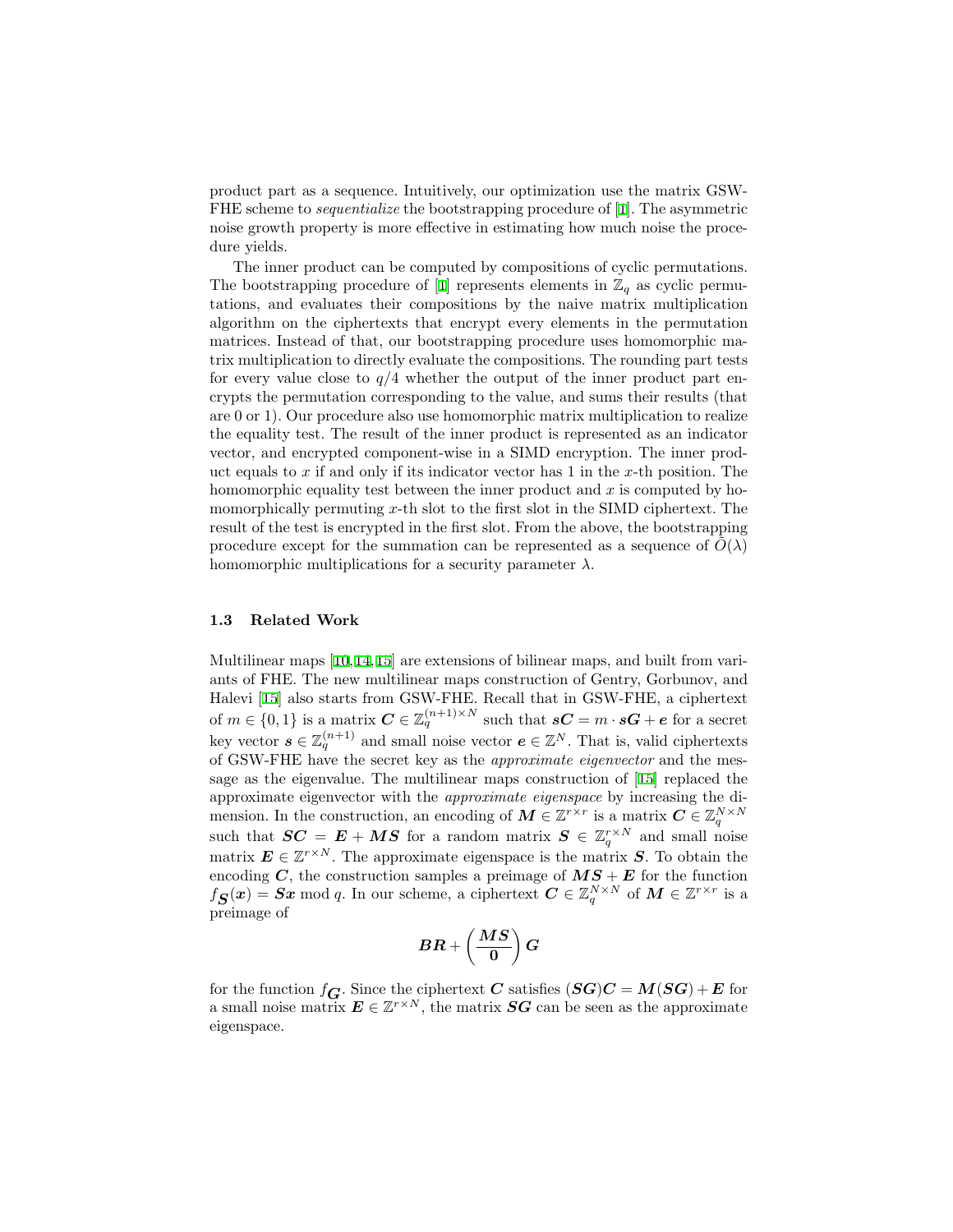product part as a sequence. Intuitively, our optimization use the matrix GSW-FHE scheme to *sequentialize* the bootstrapping procedure of [1]. The asymmetric noise growth property is more effective in estimating how much noise the procedure yields.

The inner product can be computed by compositions of cyclic permutations. The bootstrapping procedure of [1] represents elements in $\mathbb{Z}_q$ as cyclic permutations, and evaluates their compositions by the naive matrix multiplication algorithm on the ciphertexts that encrypt every elements in the permutation matrices. Instead of that, our bootstrapping procedure uses homomorphic matrix multiplication to directly evaluate the compositions. The rounding part tests for every value close to $q/4$ whether the output of the inner product part encrypts the permutation corresponding to the value, and sums their results (that are 0 or 1). Our procedure also use homomorphic matrix multiplication to realize the equality test. The result of the inner product is represented as an indicator vector, and encrypted component-wise in a SIMD encryption. The inner product equals to $x$ if and only if its indicator vector has 1 in the $x$-th position. The homomorphic equality test between the inner product and $x$ is computed by homomorphically permuting $x$-th slot to the first slot in the SIMD ciphertext. The result of the test is encrypted in the first slot. From the above, the bootstrapping procedure except for the summation can be represented as a sequence of $\tilde{O}(\lambda)$ homomorphic multiplications for a security parameter $\lambda$.

### 1.3 Related Work

Multilinear maps [10,14,15] are extensions of bilinear maps, and built from variants of FHE. The new multilinear maps construction of Gentry, Gorbunov, and Halevi [15] also starts from GSW-FHE. Recall that in GSW-FHE, a ciphertext of $m \in \{0,1\}$ is a matrix $\boldsymbol{C} \in \mathbb{Z}_q^{(n+1)\times N}$ such that $\boldsymbol{s}\boldsymbol{C} = m \cdot \boldsymbol{s}\boldsymbol{G} + \boldsymbol{e}$ for a secret key vector $\boldsymbol{s} \in \mathbb{Z}_q^{(n+1)}$ and small noise vector $\boldsymbol{e} \in \mathbb{Z}^N$. That is, valid ciphertexts of GSW-FHE have the secret key as the *approximate eigenvector* and the message as the eigenvalue. The multilinear maps construction of [15] replaced the approximate eigenvector with the *approximate eigenspace* by increasing the dimension. In the construction, an encoding of $\boldsymbol{M} \in \mathbb{Z}^{r\times r}$ is a matrix $\boldsymbol{C} \in \mathbb{Z}_q^{N\times N}$ such that $\boldsymbol{S}\boldsymbol{C} = \boldsymbol{E} + \boldsymbol{M}\boldsymbol{S}$ for a random matrix $\boldsymbol{S} \in \mathbb{Z}_q^{r\times N}$ and small noise matrix $\boldsymbol{E} \in \mathbb{Z}^{r\times N}$. The approximate eigenspace is the matrix $\boldsymbol{S}$. To obtain the encoding $\boldsymbol{C}$, the construction samples a preimage of $\boldsymbol{M}\boldsymbol{S} + \boldsymbol{E}$ for the function $f_{\boldsymbol{S}}(\boldsymbol{x}) = \boldsymbol{S}\boldsymbol{x} \bmod q$. In our scheme, a ciphertext $\boldsymbol{C} \in \mathbb{Z}_q^{N\times N}$ of $\boldsymbol{M} \in \mathbb{Z}^{r\times r}$ is a preimage of

$$\boldsymbol{B}\boldsymbol{R} + \begin{pmatrix} \boldsymbol{M}\boldsymbol{S} \\ \boldsymbol{0} \end{pmatrix} \boldsymbol{G}$$

for the function $f_{\boldsymbol{G}}$. Since the ciphertext $\boldsymbol{C}$ satisfies $(\boldsymbol{S}\boldsymbol{G})\boldsymbol{C} = \boldsymbol{M}(\boldsymbol{S}\boldsymbol{G}) + \boldsymbol{E}$ for a small noise matrix $\boldsymbol{E} \in \mathbb{Z}^{r\times N}$, the matrix $\boldsymbol{S}\boldsymbol{G}$ can be seen as the approximate eigenspace.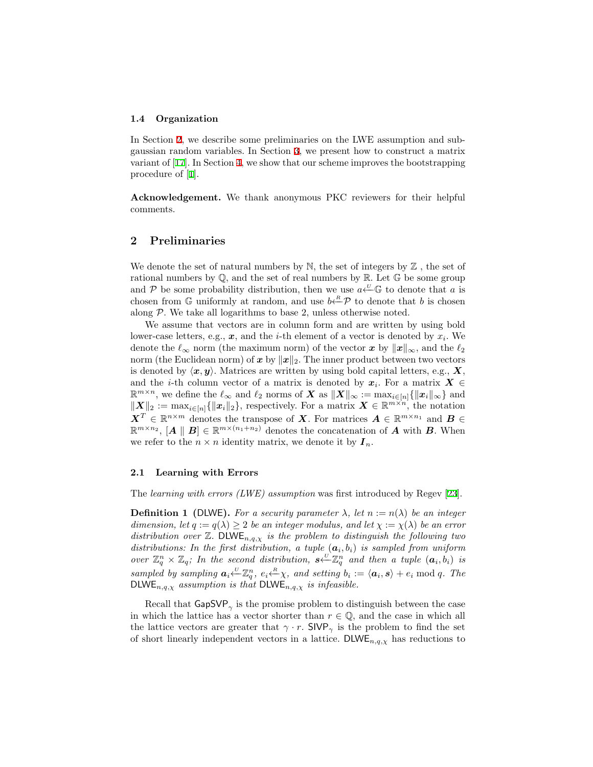### 1.4 Organization

In Section 2, we describe some preliminaries on the LWE assumption and subgaussian random variables. In Section 3, we present how to construct a matrix variant of [17]. In Section 4, we show that our scheme improves the bootstrapping procedure of [1].

**Acknowledgement.** We thank anonymous PKC reviewers for their helpful comments.

## 2 Preliminaries

We denote the set of natural numbers by $\mathbb{N}$, the set of integers by $\mathbb{Z}$ , the set of rational numbers by $\mathbb{Q}$, and the set of real numbers by $\mathbb{R}$. Let $\mathbb{G}$ be some group and $\mathcal{P}$ be some probability distribution, then we use $a \overset{U}{\leftarrow} \mathbb{G}$ to denote that $a$ is chosen from $\mathbb{G}$ uniformly at random, and use $b \overset{R}{\leftarrow} \mathcal{P}$ to denote that $b$ is chosen along $\mathcal{P}$. We take all logarithms to base 2, unless otherwise noted.

We assume that vectors are in column form and are written by using bold lower-case letters, e.g., $\boldsymbol{x}$, and the $i$-th element of a vector is denoted by $x_i$. We denote the $\ell_\infty$ norm (the maximum norm) of the vector $\boldsymbol{x}$ by $\|\boldsymbol{x}\|_\infty$, and the $\ell_2$ norm (the Euclidean norm) of $\boldsymbol{x}$ by $\|\boldsymbol{x}\|_2$. The inner product between two vectors is denoted by $\langle \boldsymbol{x}, \boldsymbol{y} \rangle$. Matrices are written by using bold capital letters, e.g., $\boldsymbol{X}$, and the $i$-th column vector of a matrix is denoted by $\boldsymbol{x}_i$. For a matrix $\boldsymbol{X} \in \mathbb{R}^{m \times n}$, we define the $\ell_\infty$ and $\ell_2$ norms of $\boldsymbol{X}$ as $\|\boldsymbol{X}\|_\infty := \max_{i \in [n]}\{\|\boldsymbol{x}_i\|_\infty\}$ and $\|\boldsymbol{X}\|_2 := \max_{i \in [n]}\{\|\boldsymbol{x}_i\|_2\}$, respectively. For a matrix $\boldsymbol{X} \in \mathbb{R}^{m \times n}$, the notation $\boldsymbol{X}^T \in \mathbb{R}^{n \times m}$ denotes the transpose of $\boldsymbol{X}$. For matrices $\boldsymbol{A} \in \mathbb{R}^{m \times n_1}$ and $\boldsymbol{B} \in \mathbb{R}^{m \times n_2}$, $[\boldsymbol{A} \parallel \boldsymbol{B}] \in \mathbb{R}^{m \times (n_1 + n_2)}$ denotes the concatenation of $\boldsymbol{A}$ with $\boldsymbol{B}$. When we refer to the $n \times n$ identity matrix, we denote it by $\boldsymbol{I}_n$.

### 2.1 Learning with Errors

The *learning with errors (LWE) assumption* was first introduced by Regev [23].

**Definition 1** (DLWE)**.** *For a security parameter $\lambda$, let $n := n(\lambda)$ be an integer dimension, let $q := q(\lambda) \geq 2$ be an integer modulus, and let $\chi := \chi(\lambda)$ be an error distribution over $\mathbb{Z}$. $\mathsf{DLWE}_{n,q,\chi}$ is the problem to distinguish the following two distributions: In the first distribution, a tuple $(\boldsymbol{a}_i, b_i)$ is sampled from uniform over $\mathbb{Z}_q^n \times \mathbb{Z}_q$; In the second distribution, $\boldsymbol{s} \overset{U}{\leftarrow} \mathbb{Z}_q^n$ and then a tuple $(\boldsymbol{a}_i, b_i)$ is sampled by sampling $\boldsymbol{a}_i \overset{U}{\leftarrow} \mathbb{Z}_q^n$, $e_i \overset{R}{\leftarrow} \chi$, and setting $b_i := \langle \boldsymbol{a}_i, \boldsymbol{s} \rangle + e_i \bmod q$. The $\mathsf{DLWE}_{n,q,\chi}$ assumption is that $\mathsf{DLWE}_{n,q,\chi}$ is infeasible.*

Recall that $\mathsf{GapSVP}_\gamma$ is the promise problem to distinguish between the case in which the lattice has a vector shorter than $r \in \mathbb{Q}$, and the case in which all the lattice vectors are greater that $\gamma \cdot r$. $\mathsf{SIVP}_\gamma$ is the problem to find the set of short linearly independent vectors in a lattice. $\mathsf{DLWE}_{n,q,\chi}$ has reductions to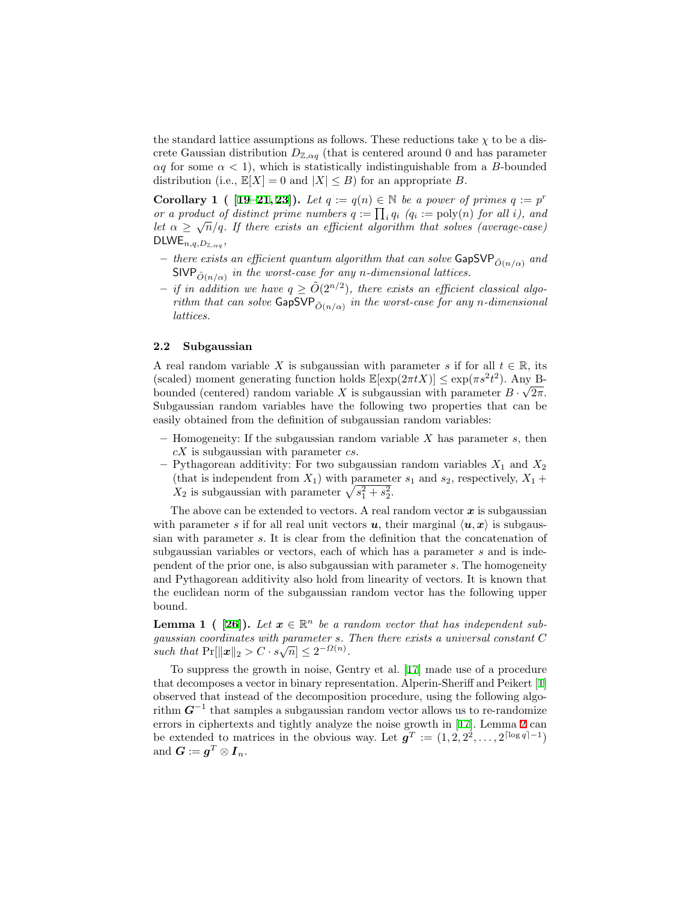the standard lattice assumptions as follows. These reductions take $\chi$ to be a discrete Gaussian distribution $D_{\mathbb{Z},\alpha q}$ (that is centered around 0 and has parameter $\alpha q$ for some $\alpha < 1$), which is statistically indistinguishable from a $B$-bounded distribution (i.e., $\mathbb{E}[X] = 0$ and $|X| \leq B$) for an appropriate $B$.

**Corollary 1 ( [19–21, 23]).** *Let $q := q(n) \in \mathbb{N}$ be a power of primes $q := p^r$ or a product of distinct prime numbers $q := \prod_i q_i$ ($q_i := \mathrm{poly}(n)$ for all $i$), and let $\alpha \geq \sqrt{n}/q$. If there exists an efficient algorithm that solves (average-case) $\mathsf{DLWE}_{n,q,D_{\mathbb{Z},\alpha q}}$,*

- *there exists an efficient quantum algorithm that can solve $\mathsf{GapSVP}_{\tilde{O}(n/\alpha)}$ and $\mathsf{SIVP}_{\tilde{O}(n/\alpha)}$ in the worst-case for any $n$-dimensional lattices.*
- *if in addition we have $q \geq \tilde{O}(2^{n/2})$, there exists an efficient classical algorithm that can solve $\mathsf{GapSVP}_{\tilde{O}(n/\alpha)}$ in the worst-case for any $n$-dimensional lattices.*

### 2.2 Subgaussian

A real random variable $X$ is subgaussian with parameter $s$ if for all $t \in \mathbb{R}$, its (scaled) moment generating function holds $\mathbb{E}[\exp(2\pi t X)] \leq \exp(\pi s^2 t^2)$. Any B-bounded (centered) random variable $X$ is subgaussian with parameter $B \cdot \sqrt{2\pi}$. Subgaussian random variables have the following two properties that can be easily obtained from the definition of subgaussian random variables:

- Homogeneity: If the subgaussian random variable $X$ has parameter $s$, then $cX$ is subgaussian with parameter $cs$.
- Pythagorean additivity: For two subgaussian random variables $X_1$ and $X_2$ (that is independent from $X_1$) with parameter $s_1$ and $s_2$, respectively, $X_1 + X_2$ is subgaussian with parameter $\sqrt{s_1^2 + s_2^2}$.

The above can be extended to vectors. A real random vector $\boldsymbol{x}$ is subgaussian with parameter $s$ if for all real unit vectors $\boldsymbol{u}$, their marginal $\langle \boldsymbol{u}, \boldsymbol{x} \rangle$ is subgaussian with parameter $s$. It is clear from the definition that the concatenation of subgaussian variables or vectors, each of which has a parameter $s$ and is independent of the prior one, is also subgaussian with parameter $s$. The homogeneity and Pythagorean additivity also hold from linearity of vectors. It is known that the euclidean norm of the subgaussian random vector has the following upper bound.

**Lemma 1 ( [26]).** *Let $\boldsymbol{x} \in \mathbb{R}^n$ be a random vector that has independent subgaussian coordinates with parameter $s$. Then there exists a universal constant $C$ such that $\Pr[\|\boldsymbol{x}\|_2 > C \cdot s\sqrt{n}] \leq 2^{-\Omega(n)}$.*

To suppress the growth in noise, Gentry et al. [17] made use of a procedure that decomposes a vector in binary representation. Alperin-Sheriff and Peikert [1] observed that instead of the decomposition procedure, using the following algorithm $\boldsymbol{G}^{-1}$ that samples a subgaussian random vector allows us to re-randomize errors in ciphertexts and tightly analyze the noise growth in [17]. Lemma 2 can be extended to matrices in the obvious way. Let $\boldsymbol{g}^T := (1, 2, 2^2, \ldots, 2^{\lceil \log q \rceil - 1})$ and $\boldsymbol{G} := \boldsymbol{g}^T \otimes \boldsymbol{I}_n$.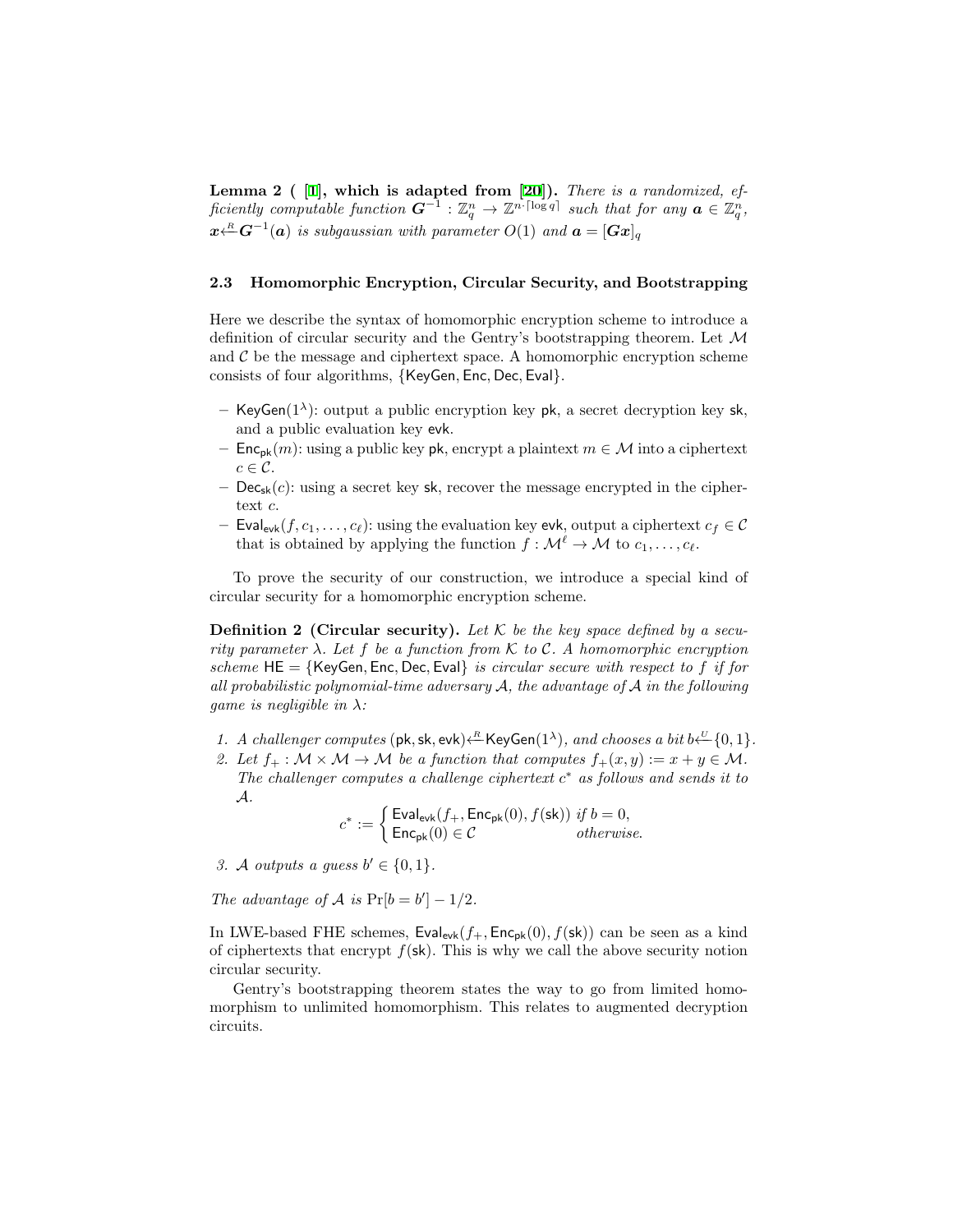**Lemma 2 ( [1], which is adapted from [20]).** *There is a randomized, efficiently computable function $\boldsymbol{G}^{-1} : \mathbb{Z}_q^n \to \mathbb{Z}^{n \cdot \lceil \log q \rceil}$ such that for any $\boldsymbol{a} \in \mathbb{Z}_q^n$, $\boldsymbol{x} \xleftarrow{R} \boldsymbol{G}^{-1}(\boldsymbol{a})$ is subgaussian with parameter $O(1)$ and $\boldsymbol{a} = [\boldsymbol{G}\boldsymbol{x}]_q$*

### 2.3 Homomorphic Encryption, Circular Security, and Bootstrapping

Here we describe the syntax of homomorphic encryption scheme to introduce a definition of circular security and the Gentry's bootstrapping theorem. Let $\mathcal{M}$ and $\mathcal{C}$ be the message and ciphertext space. A homomorphic encryption scheme consists of four algorithms, $\{\mathsf{KeyGen}, \mathsf{Enc}, \mathsf{Dec}, \mathsf{Eval}\}$.

- $\mathsf{KeyGen}(1^\lambda)$: output a public encryption key $\mathsf{pk}$, a secret decryption key $\mathsf{sk}$, and a public evaluation key $\mathsf{evk}$.
- $\mathsf{Enc}_{\mathsf{pk}}(m)$: using a public key $\mathsf{pk}$, encrypt a plaintext $m \in \mathcal{M}$ into a ciphertext $c \in \mathcal{C}$.
- $\mathsf{Dec}_{\mathsf{sk}}(c)$: using a secret key $\mathsf{sk}$, recover the message encrypted in the ciphertext $c$.
- $\mathsf{Eval}_{\mathsf{evk}}(f, c_1, \ldots, c_\ell)$: using the evaluation key $\mathsf{evk}$, output a ciphertext $c_f \in \mathcal{C}$ that is obtained by applying the function $f : \mathcal{M}^\ell \to \mathcal{M}$ to $c_1, \ldots, c_\ell$.

To prove the security of our construction, we introduce a special kind of circular security for a homomorphic encryption scheme.

**Definition 2 (Circular security).** *Let $\mathcal{K}$ be the key space defined by a security parameter $\lambda$. Let $f$ be a function from $\mathcal{K}$ to $\mathcal{C}$. A homomorphic encryption scheme $\mathsf{HE} = \{\mathsf{KeyGen}, \mathsf{Enc}, \mathsf{Dec}, \mathsf{Eval}\}$ is circular secure with respect to $f$ if for all probabilistic polynomial-time adversary $\mathcal{A}$, the advantage of $\mathcal{A}$ in the following game is negligible in $\lambda$:*

1. *A challenger computes $(\mathsf{pk}, \mathsf{sk}, \mathsf{evk}) \xleftarrow{R} \mathsf{KeyGen}(1^\lambda)$, and chooses a bit $b \xleftarrow{U} \{0, 1\}$.*
2. *Let $f_+ : \mathcal{M} \times \mathcal{M} \to \mathcal{M}$ be a function that computes $f_+(x, y) := x + y \in \mathcal{M}$. The challenger computes a challenge ciphertext $c^*$ as follows and sends it to $\mathcal{A}$.*
$$c^* := \begin{cases} \mathsf{Eval}_{\mathsf{evk}}(f_+, \mathsf{Enc}_{\mathsf{pk}}(0), f(\mathsf{sk})) & \text{if } b = 0, \\ \mathsf{Enc}_{\mathsf{pk}}(0) \in \mathcal{C} & \text{otherwise.} \end{cases}$$
3. *$\mathcal{A}$ outputs a guess $b' \in \{0, 1\}$.*

*The advantage of $\mathcal{A}$ is $\Pr[b = b'] - 1/2$.*

In LWE-based FHE schemes, $\mathsf{Eval}_{\mathsf{evk}}(f_+, \mathsf{Enc}_{\mathsf{pk}}(0), f(\mathsf{sk}))$ can be seen as a kind of ciphertexts that encrypt $f(\mathsf{sk})$. This is why we call the above security notion circular security.

Gentry's bootstrapping theorem states the way to go from limited homomorphism to unlimited homomorphism. This relates to augmented decryption circuits.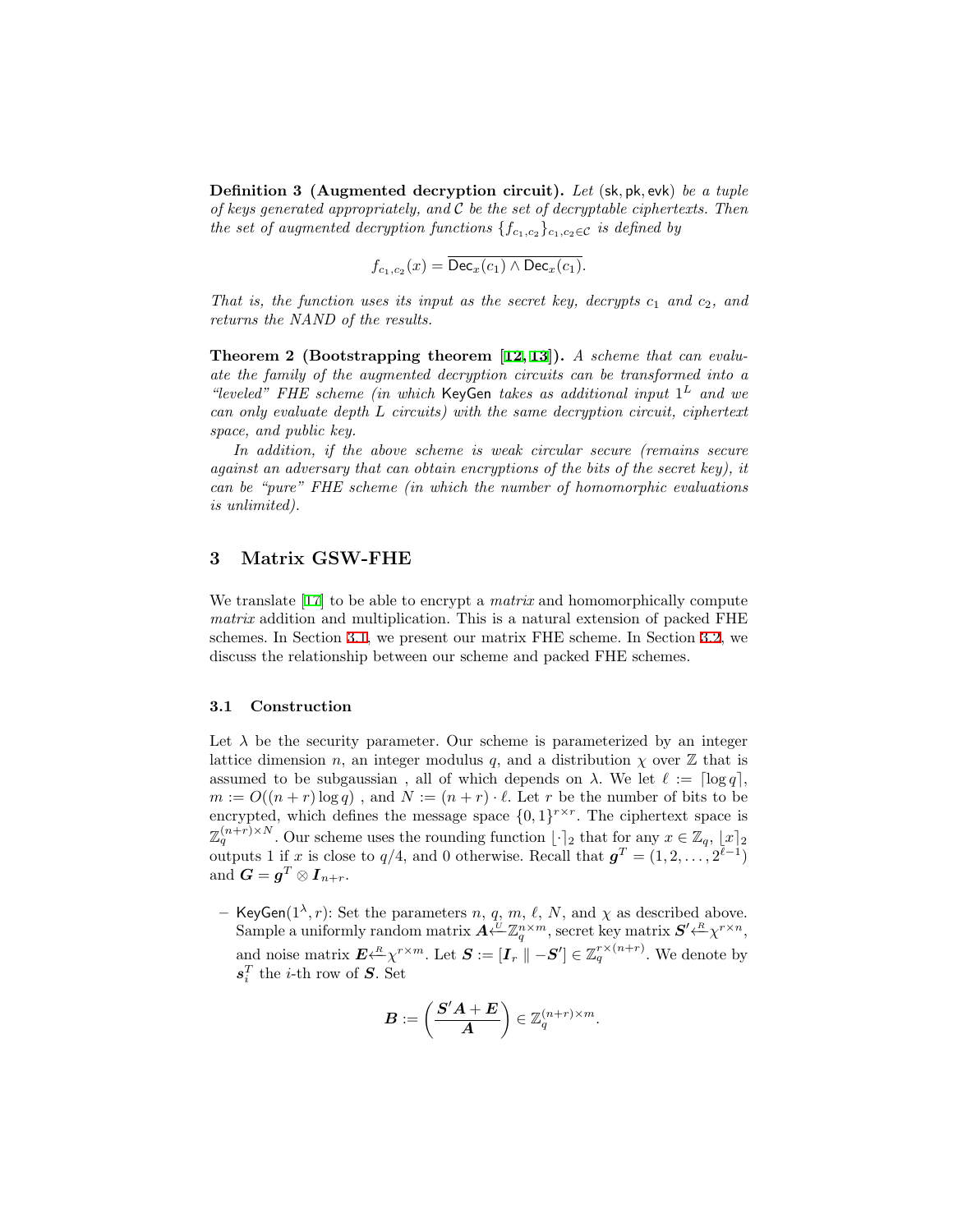**Definition 3 (Augmented decryption circuit).** *Let* $(\mathsf{sk}, \mathsf{pk}, \mathsf{evk})$ *be a tuple of keys generated appropriately, and* $\mathcal{C}$ *be the set of decryptable ciphertexts. Then the set of augmented decryption functions* $\{f_{c_1,c_2}\}_{c_1,c_2 \in \mathcal{C}}$ *is defined by*

$$f_{c_1,c_2}(x) = \overline{\mathsf{Dec}_x(c_1) \wedge \mathsf{Dec}_x(c_1)}.$$

*That is, the function uses its input as the secret key, decrypts* $c_1$ *and* $c_2$*, and returns the NAND of the results.*

**Theorem 2 (Bootstrapping theorem [12, 13]).** *A scheme that can evaluate the family of the augmented decryption circuits can be transformed into a "leveled" FHE scheme (in which* $\mathsf{KeyGen}$ *takes as additional input* $1^L$ *and we can only evaluate depth* $L$ *circuits) with the same decryption circuit, ciphertext space, and public key.*

*In addition, if the above scheme is weak circular secure (remains secure against an adversary that can obtain encryptions of the bits of the secret key), it can be "pure" FHE scheme (in which the number of homomorphic evaluations is unlimited).*

## 3 Matrix GSW-FHE

We translate [17] to be able to encrypt a *matrix* and homomorphically compute *matrix* addition and multiplication. This is a natural extension of packed FHE schemes. In Section 3.1, we present our matrix FHE scheme. In Section 3.2, we discuss the relationship between our scheme and packed FHE schemes.

### 3.1 Construction

Let $\lambda$ be the security parameter. Our scheme is parameterized by an integer lattice dimension $n$, an integer modulus $q$, and a distribution $\chi$ over $\mathbb{Z}$ that is assumed to be subgaussian , all of which depends on $\lambda$. We let $\ell := \lceil \log q \rceil$, $m := O((n+r)\log q)$ , and $N := (n+r) \cdot \ell$. Let $r$ be the number of bits to be encrypted, which defines the message space $\{0,1\}^{r \times r}$. The ciphertext space is $\mathbb{Z}_q^{(n+r)\times N}$. Our scheme uses the rounding function $\lfloor \cdot \rceil_2$ that for any $x \in \mathbb{Z}_q$, $\lfloor x \rceil_2$ outputs 1 if $x$ is close to $q/4$, and 0 otherwise. Recall that $\boldsymbol{g}^T = (1, 2, \ldots, 2^{\ell-1})$ and $\boldsymbol{G} = \boldsymbol{g}^T \otimes \boldsymbol{I}_{n+r}$.

– $\mathsf{KeyGen}(1^\lambda, r)$: Set the parameters $n$, $q$, $m$, $\ell$, $N$, and $\chi$ as described above. Sample a uniformly random matrix $\boldsymbol{A} \xleftarrow{U} \mathbb{Z}_q^{n\times m}$, secret key matrix $\boldsymbol{S}' \xleftarrow{R} \chi^{r\times n}$, and noise matrix $\boldsymbol{E} \xleftarrow{R} \chi^{r\times m}$. Let $\boldsymbol{S} := [\boldsymbol{I}_r \parallel -\boldsymbol{S}'] \in \mathbb{Z}_q^{r\times(n+r)}$. We denote by $\boldsymbol{s}_i^T$ the $i$-th row of $\boldsymbol{S}$. Set

$$\boldsymbol{B} := \left( \frac{\boldsymbol{S}'\boldsymbol{A} + \boldsymbol{E}}{\boldsymbol{A}} \right) \in \mathbb{Z}_q^{(n+r)\times m}.$$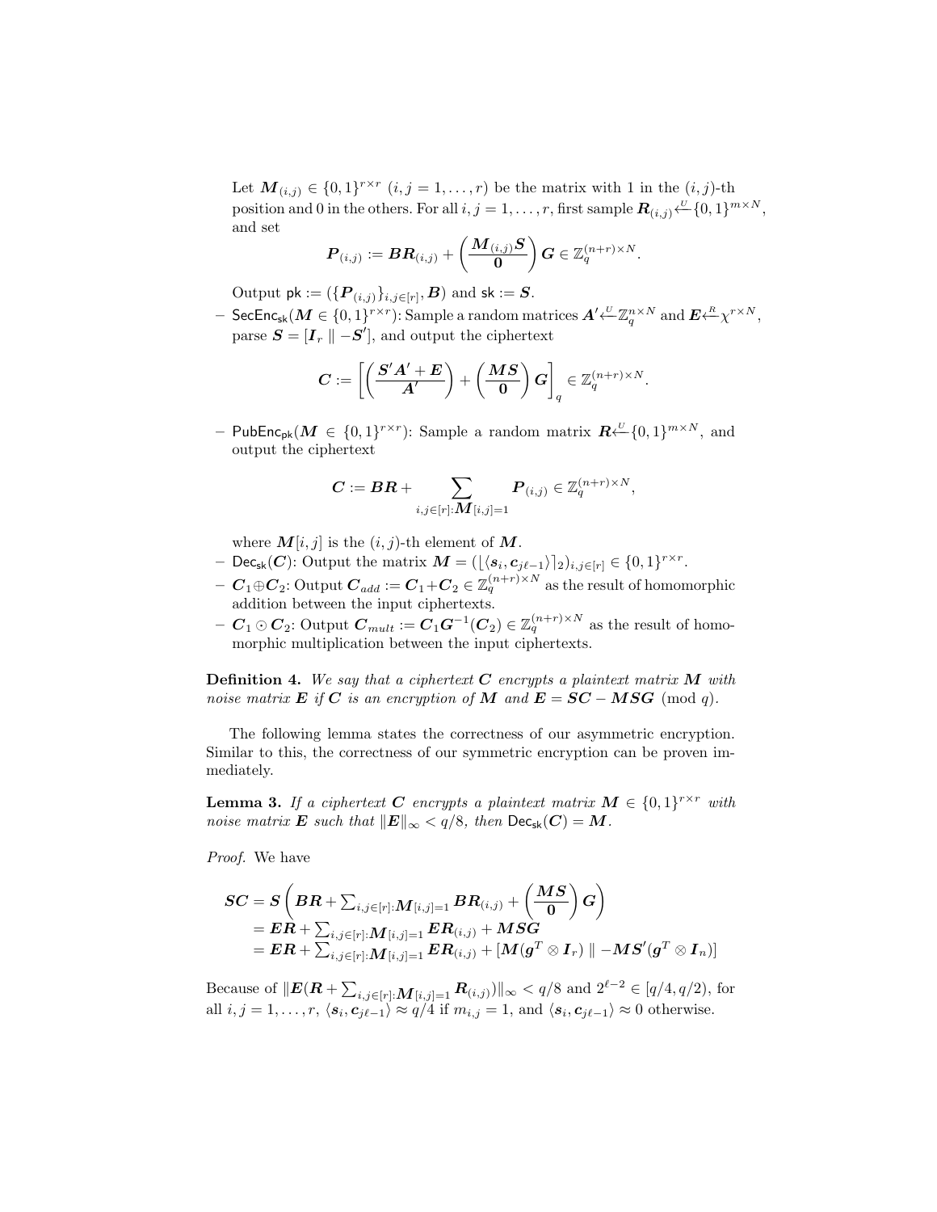Let $\boldsymbol{M}_{(i,j)} \in \{0,1\}^{r \times r}$ $(i,j = 1,\ldots,r)$ be the matrix with 1 in the $(i,j)$-th position and 0 in the others. For all $i,j = 1,\ldots,r$, first sample $\boldsymbol{R}_{(i,j)} \xleftarrow{U} \{0,1\}^{m \times N}$, and set

$$\boldsymbol{P}_{(i,j)} := \boldsymbol{B}\boldsymbol{R}_{(i,j)} + \begin{pmatrix} \boldsymbol{M}_{(i,j)}\boldsymbol{S} \\ \boldsymbol{0} \end{pmatrix} \boldsymbol{G} \in \mathbb{Z}_q^{(n+r) \times N}.$$

Output $\mathsf{pk} := (\{\boldsymbol{P}_{(i,j)}\}_{i,j \in [r]}, \boldsymbol{B})$ and $\mathsf{sk} := \boldsymbol{S}$.

- $\mathsf{SecEnc}_{\mathsf{sk}}(\boldsymbol{M} \in \{0,1\}^{r \times r})$: Sample a random matrices $\boldsymbol{A}' \xleftarrow{U} \mathbb{Z}_q^{n \times N}$ and $\boldsymbol{E} \xleftarrow{R} \chi^{r \times N}$, parse $\boldsymbol{S} = [\boldsymbol{I}_r \parallel -\boldsymbol{S}']$, and output the ciphertext

$$\boldsymbol{C} := \left[ \begin{pmatrix} \boldsymbol{S}'\boldsymbol{A}' + \boldsymbol{E} \\ \boldsymbol{A}' \end{pmatrix} + \begin{pmatrix} \boldsymbol{M}\boldsymbol{S} \\ \boldsymbol{0} \end{pmatrix} \boldsymbol{G} \right]_q \in \mathbb{Z}_q^{(n+r) \times N}.$$

- $\mathsf{PubEnc}_{\mathsf{pk}}(\boldsymbol{M} \in \{0,1\}^{r \times r})$: Sample a random matrix $\boldsymbol{R} \xleftarrow{U} \{0,1\}^{m \times N}$, and output the ciphertext

$$\boldsymbol{C} := \boldsymbol{B}\boldsymbol{R} + \sum_{i,j \in [r]:\boldsymbol{M}[i,j]=1} \boldsymbol{P}_{(i,j)} \in \mathbb{Z}_q^{(n+r) \times N},$$

where $\boldsymbol{M}[i,j]$ is the $(i,j)$-th element of $\boldsymbol{M}$.
- $\mathsf{Dec}_{\mathsf{sk}}(\boldsymbol{C})$: Output the matrix $\boldsymbol{M} = (\lfloor \langle \boldsymbol{s}_i, \boldsymbol{c}_{j\ell-1} \rangle \rceil_2)_{i,j \in [r]} \in \{0,1\}^{r \times r}$.
- $\boldsymbol{C}_1 \oplus \boldsymbol{C}_2$: Output $\boldsymbol{C}_{add} := \boldsymbol{C}_1 + \boldsymbol{C}_2 \in \mathbb{Z}_q^{(n+r) \times N}$ as the result of homomorphic addition between the input ciphertexts.
- $\boldsymbol{C}_1 \odot \boldsymbol{C}_2$: Output $\boldsymbol{C}_{mult} := \boldsymbol{C}_1 \boldsymbol{G}^{-1}(\boldsymbol{C}_2) \in \mathbb{Z}_q^{(n+r) \times N}$ as the result of homomorphic multiplication between the input ciphertexts.

**Definition 4.** *We say that a ciphertext $\boldsymbol{C}$ encrypts a plaintext matrix $\boldsymbol{M}$ with noise matrix $\boldsymbol{E}$ if $\boldsymbol{C}$ is an encryption of $\boldsymbol{M}$ and $\boldsymbol{E} = \boldsymbol{S}\boldsymbol{C} - \boldsymbol{M}\boldsymbol{S}\boldsymbol{G} \pmod q$.*

The following lemma states the correctness of our asymmetric encryption. Similar to this, the correctness of our symmetric encryption can be proven immediately.

**Lemma 3.** *If a ciphertext $\boldsymbol{C}$ encrypts a plaintext matrix $\boldsymbol{M} \in \{0,1\}^{r \times r}$ with noise matrix $\boldsymbol{E}$ such that $\|\boldsymbol{E}\|_\infty < q/8$, then $\mathsf{Dec}_{\mathsf{sk}}(\boldsymbol{C}) = \boldsymbol{M}$.*

*Proof.* We have

$$\begin{aligned}
\boldsymbol{S}\boldsymbol{C} &= \boldsymbol{S} \left( \boldsymbol{B}\boldsymbol{R} + \textstyle\sum_{i,j \in [r]:\boldsymbol{M}[i,j]=1} \boldsymbol{B}\boldsymbol{R}_{(i,j)} + \begin{pmatrix} \boldsymbol{M}\boldsymbol{S} \\ \boldsymbol{0} \end{pmatrix} \boldsymbol{G} \right) \\
&= \boldsymbol{E}\boldsymbol{R} + \textstyle\sum_{i,j \in [r]:\boldsymbol{M}[i,j]=1} \boldsymbol{E}\boldsymbol{R}_{(i,j)} + \boldsymbol{M}\boldsymbol{S}\boldsymbol{G} \\
&= \boldsymbol{E}\boldsymbol{R} + \textstyle\sum_{i,j \in [r]:\boldsymbol{M}[i,j]=1} \boldsymbol{E}\boldsymbol{R}_{(i,j)} + [\boldsymbol{M}(\boldsymbol{g}^T \otimes \boldsymbol{I}_r) \parallel -\boldsymbol{M}\boldsymbol{S}'(\boldsymbol{g}^T \otimes \boldsymbol{I}_n)]
\end{aligned}$$

Because of $\|\boldsymbol{E}(\boldsymbol{R} + \sum_{i,j \in [r]:\boldsymbol{M}[i,j]=1} \boldsymbol{R}_{(i,j)})\|_\infty < q/8$ and $2^{\ell-2} \in [q/4, q/2)$, for all $i,j = 1,\ldots,r$, $\langle \boldsymbol{s}_i, \boldsymbol{c}_{j\ell-1} \rangle \approx q/4$ if $m_{i,j} = 1$, and $\langle \boldsymbol{s}_i, \boldsymbol{c}_{j\ell-1} \rangle \approx 0$ otherwise.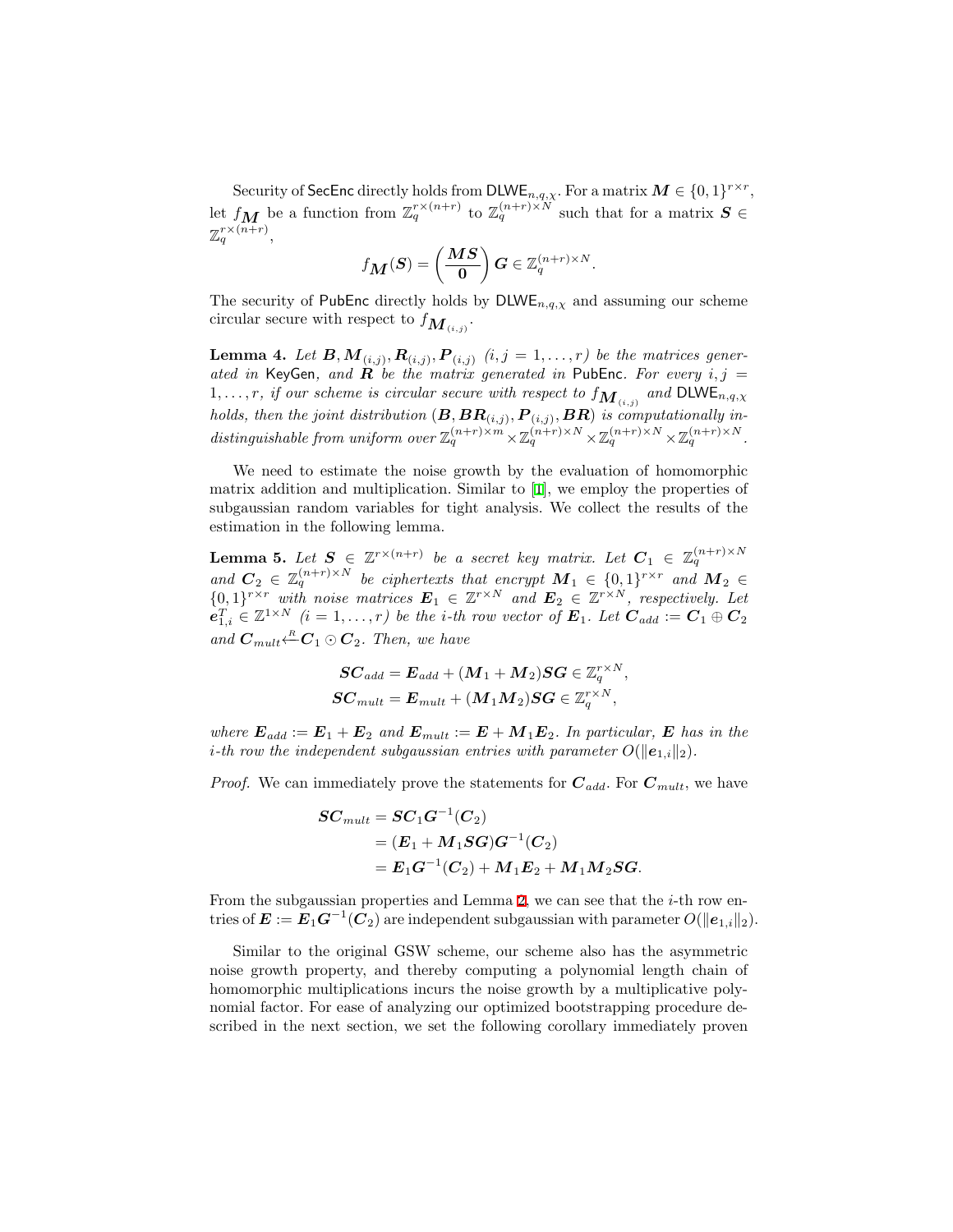Security of SecEnc directly holds from $\mathsf{DLWE}_{n,q,\chi}$. For a matrix $\boldsymbol{M} \in \{0,1\}^{r\times r}$, let $f_{\boldsymbol{M}}$ be a function from $\mathbb{Z}_q^{r\times(n+r)}$ to $\mathbb{Z}_q^{(n+r)\times N}$ such that for a matrix $\boldsymbol{S} \in \mathbb{Z}_q^{r\times(n+r)}$,

$$f_{\boldsymbol{M}}(\boldsymbol{S}) = \begin{pmatrix} \boldsymbol{MS} \\ \boldsymbol{0} \end{pmatrix} \boldsymbol{G} \in \mathbb{Z}_q^{(n+r)\times N}.$$

The security of PubEnc directly holds by $\mathsf{DLWE}_{n,q,\chi}$ and assuming our scheme circular secure with respect to $f_{\boldsymbol{M}_{(i,j)}}$.

**Lemma 4.** *Let $\boldsymbol{B}, \boldsymbol{M}_{(i,j)}, \boldsymbol{R}_{(i,j)}, \boldsymbol{P}_{(i,j)}$ $(i,j = 1,\ldots,r)$ be the matrices generated in* KeyGen*, and $\boldsymbol{R}$ be the matrix generated in* PubEnc*. For every $i,j = 1,\ldots,r$, if our scheme is circular secure with respect to $f_{\boldsymbol{M}_{(i,j)}}$ and $\mathsf{DLWE}_{n,q,\chi}$ holds, then the joint distribution $(\boldsymbol{B}, \boldsymbol{BR}_{(i,j)}, \boldsymbol{P}_{(i,j)}, \boldsymbol{BR})$ is computationally indistinguishable from uniform over $\mathbb{Z}_q^{(n+r)\times m} \times \mathbb{Z}_q^{(n+r)\times N} \times \mathbb{Z}_q^{(n+r)\times N} \times \mathbb{Z}_q^{(n+r)\times N}$.*

We need to estimate the noise growth by the evaluation of homomorphic matrix addition and multiplication. Similar to [1], we employ the properties of subgaussian random variables for tight analysis. We collect the results of the estimation in the following lemma.

**Lemma 5.** *Let $\boldsymbol{S} \in \mathbb{Z}^{r\times(n+r)}$ be a secret key matrix. Let $\boldsymbol{C}_1 \in \mathbb{Z}_q^{(n+r)\times N}$ and $\boldsymbol{C}_2 \in \mathbb{Z}_q^{(n+r)\times N}$ be ciphertexts that encrypt $\boldsymbol{M}_1 \in \{0,1\}^{r\times r}$ and $\boldsymbol{M}_2 \in \{0,1\}^{r\times r}$ with noise matrices $\boldsymbol{E}_1 \in \mathbb{Z}^{r\times N}$ and $\boldsymbol{E}_2 \in \mathbb{Z}^{r\times N}$, respectively. Let $\boldsymbol{e}_{1,i}^T \in \mathbb{Z}^{1\times N}$ $(i = 1,\ldots,r)$ be the $i$-th row vector of $\boldsymbol{E}_1$. Let $\boldsymbol{C}_{add} := \boldsymbol{C}_1 \oplus \boldsymbol{C}_2$ and $\boldsymbol{C}_{mult} \xleftarrow{R} \boldsymbol{C}_1 \odot \boldsymbol{C}_2$. Then, we have*

$$\boldsymbol{SC}_{add} = \boldsymbol{E}_{add} + (\boldsymbol{M}_1 + \boldsymbol{M}_2)\boldsymbol{SG} \in \mathbb{Z}_q^{r\times N},$$
$$\boldsymbol{SC}_{mult} = \boldsymbol{E}_{mult} + (\boldsymbol{M}_1\boldsymbol{M}_2)\boldsymbol{SG} \in \mathbb{Z}_q^{r\times N},$$

*where $\boldsymbol{E}_{add} := \boldsymbol{E}_1 + \boldsymbol{E}_2$ and $\boldsymbol{E}_{mult} := \boldsymbol{E} + \boldsymbol{M}_1\boldsymbol{E}_2$. In particular, $\boldsymbol{E}$ has in the $i$-th row the independent subgaussian entries with parameter $O(\|\boldsymbol{e}_{1,i}\|_2)$.*

*Proof.* We can immediately prove the statements for $\boldsymbol{C}_{add}$. For $\boldsymbol{C}_{mult}$, we have

$$\begin{aligned}
\boldsymbol{SC}_{mult} &= \boldsymbol{SC}_1\boldsymbol{G}^{-1}(\boldsymbol{C}_2) \\
&= (\boldsymbol{E}_1 + \boldsymbol{M}_1\boldsymbol{SG})\boldsymbol{G}^{-1}(\boldsymbol{C}_2) \\
&= \boldsymbol{E}_1\boldsymbol{G}^{-1}(\boldsymbol{C}_2) + \boldsymbol{M}_1\boldsymbol{E}_2 + \boldsymbol{M}_1\boldsymbol{M}_2\boldsymbol{SG}.
\end{aligned}$$

From the subgaussian properties and Lemma 2, we can see that the $i$-th row entries of $\boldsymbol{E} := \boldsymbol{E}_1\boldsymbol{G}^{-1}(\boldsymbol{C}_2)$ are independent subgaussian with parameter $O(\|\boldsymbol{e}_{1,i}\|_2)$.

Similar to the original GSW scheme, our scheme also has the asymmetric noise growth property, and thereby computing a polynomial length chain of homomorphic multiplications incurs the noise growth by a multiplicative polynomial factor. For ease of analyzing our optimized bootstrapping procedure described in the next section, we set the following corollary immediately proven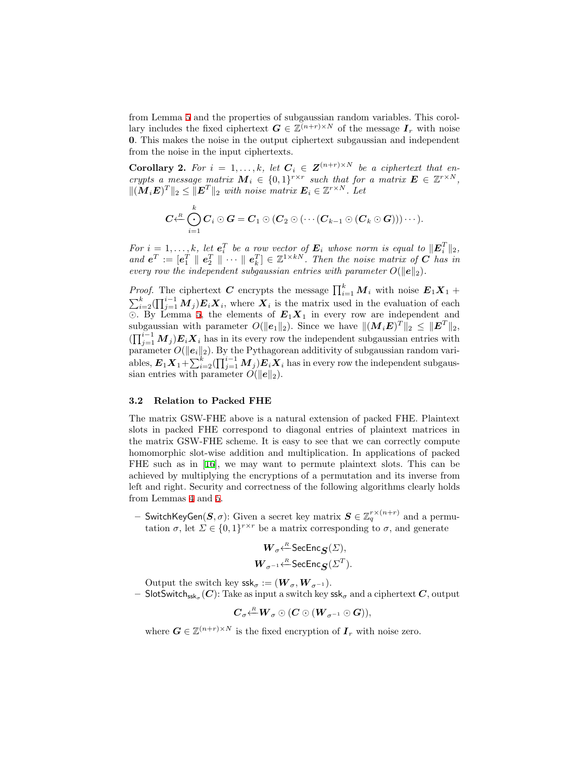from Lemma 5 and the properties of subgaussian random variables. This corollary includes the fixed ciphertext $\boldsymbol{G} \in \mathbb{Z}^{(n+r)\times N}$ of the message $\boldsymbol{I}_r$ with noise $\boldsymbol{0}$. This makes the noise in the output ciphertext subgaussian and independent from the noise in the input ciphertexts.

**Corollary 2.** *For $i = 1, \ldots, k$, let $\boldsymbol{C}_i \in \boldsymbol{Z}^{(n+r)\times N}$ be a ciphertext that encrypts a message matrix $\boldsymbol{M}_i \in \{0,1\}^{r\times r}$ such that for a matrix $\boldsymbol{E} \in \mathbb{Z}^{r\times N}$, $\|(\boldsymbol{M}_i\boldsymbol{E})^T\|_2 \le \|\boldsymbol{E}^T\|_2$ with noise matrix $\boldsymbol{E}_i \in \mathbb{Z}^{r\times N}$. Let*

$$\boldsymbol{C} \xleftarrow{R} \bigodot_{i=1}^{k} \boldsymbol{C}_i \odot \boldsymbol{G} = \boldsymbol{C}_1 \odot (\boldsymbol{C}_2 \odot (\cdots (\boldsymbol{C}_{k-1} \odot (\boldsymbol{C}_k \odot \boldsymbol{G}))) \cdots).$$

*For $i = 1, \ldots, k$, let $\boldsymbol{e}_i^T$ be a row vector of $\boldsymbol{E}_i$ whose norm is equal to $\|\boldsymbol{E}_i^T\|_2$, and $\boldsymbol{e}^T := [\boldsymbol{e}_1^T \parallel \boldsymbol{e}_2^T \parallel \cdots \parallel \boldsymbol{e}_k^T] \in \mathbb{Z}^{1\times kN}$. Then the noise matrix of $\boldsymbol{C}$ has in every row the independent subgaussian entries with parameter $O(\|\boldsymbol{e}\|_2)$.*

*Proof.* The ciphertext $\boldsymbol{C}$ encrypts the message $\prod_{i=1}^{k} \boldsymbol{M}_i$ with noise $\boldsymbol{E}_1\boldsymbol{X}_1 + \sum_{i=2}^{k}(\prod_{j=1}^{i-1} \boldsymbol{M}_j)\boldsymbol{E}_i\boldsymbol{X}_i$, where $\boldsymbol{X}_i$ is the matrix used in the evaluation of each $\odot$. By Lemma 5, the elements of $\boldsymbol{E}_1\boldsymbol{X}_1$ in every row are independent and subgaussian with parameter $O(\|\boldsymbol{e}_1\|_2)$. Since we have $\|(\boldsymbol{M}_i\boldsymbol{E})^T\|_2 \le \|\boldsymbol{E}^T\|_2$, $(\prod_{j=1}^{i-1} \boldsymbol{M}_j)\boldsymbol{E}_i\boldsymbol{X}_i$ has in its every row the independent subgaussian entries with parameter $O(\|\boldsymbol{e}_i\|_2)$. By the Pythagorean additivity of subgaussian random variables, $\boldsymbol{E}_1\boldsymbol{X}_1 + \sum_{i=2}^{k}(\prod_{j=1}^{i-1} \boldsymbol{M}_j)\boldsymbol{E}_i\boldsymbol{X}_i$ has in every row the independent subgaussian entries with parameter $O(\|\boldsymbol{e}\|_2)$.

### 3.2 Relation to Packed FHE

The matrix GSW-FHE above is a natural extension of packed FHE. Plaintext slots in packed FHE correspond to diagonal entries of plaintext matrices in the matrix GSW-FHE scheme. It is easy to see that we can correctly compute homomorphic slot-wise addition and multiplication. In applications of packed FHE such as in [16], we may want to permute plaintext slots. This can be achieved by multiplying the encryptions of a permutation and its inverse from left and right. Security and correctness of the following algorithms clearly holds from Lemmas 4 and 5.

- $\mathsf{SwitchKeyGen}(\boldsymbol{S}, \sigma)$: Given a secret key matrix $\boldsymbol{S} \in \mathbb{Z}_q^{r\times(n+r)}$ and a permutation $\sigma$, let $\Sigma \in \{0,1\}^{r\times r}$ be a matrix corresponding to $\sigma$, and generate

$$\boldsymbol{W}_\sigma \xleftarrow{R} \mathsf{SecEnc}_{\boldsymbol{S}}(\Sigma),$$
$$\boldsymbol{W}_{\sigma^{-1}} \xleftarrow{R} \mathsf{SecEnc}_{\boldsymbol{S}}(\Sigma^T).$$

  Output the switch key $\mathsf{ssk}_\sigma := (\boldsymbol{W}_\sigma, \boldsymbol{W}_{\sigma^{-1}})$.
- $\mathsf{SlotSwitch}_{\mathsf{ssk}_\sigma}(\boldsymbol{C})$: Take as input a switch key $\mathsf{ssk}_\sigma$ and a ciphertext $\boldsymbol{C}$, output

$$\boldsymbol{C}_\sigma \xleftarrow{R} \boldsymbol{W}_\sigma \odot (\boldsymbol{C} \odot (\boldsymbol{W}_{\sigma^{-1}} \odot \boldsymbol{G})),$$

  where $\boldsymbol{G} \in \mathbb{Z}^{(n+r)\times N}$ is the fixed encryption of $\boldsymbol{I}_r$ with noise zero.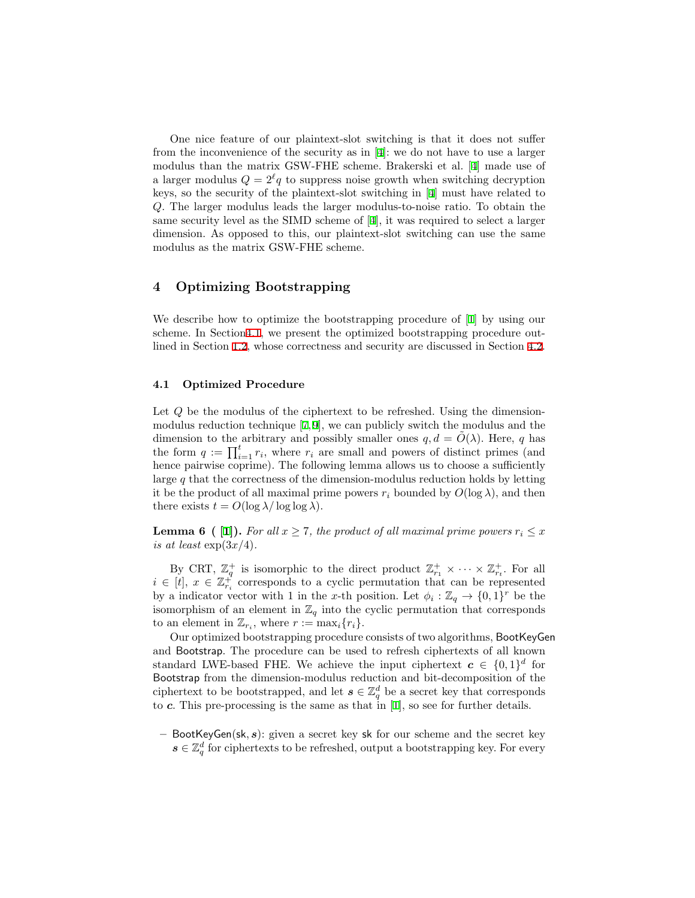One nice feature of our plaintext-slot switching is that it does not suffer from the inconvenience of the security as in [4]: we do not have to use a larger modulus than the matrix GSW-FHE scheme. Brakerski et al. [4] made use of a larger modulus $Q = 2^\ell q$ to suppress noise growth when switching decryption keys, so the security of the plaintext-slot switching in [4] must have related to $Q$. The larger modulus leads the larger modulus-to-noise ratio. To obtain the same security level as the SIMD scheme of [4], it was required to select a larger dimension. As opposed to this, our plaintext-slot switching can use the same modulus as the matrix GSW-FHE scheme.

## 4 Optimizing Bootstrapping

We describe how to optimize the bootstrapping procedure of [1] by using our scheme. In Section4.1, we present the optimized bootstrapping procedure outlined in Section 1.2, whose correctness and security are discussed in Section 4.2.

### 4.1 Optimized Procedure

Let $Q$ be the modulus of the ciphertext to be refreshed. Using the dimension-modulus reduction technique [7,9], we can publicly switch the modulus and the dimension to the arbitrary and possibly smaller ones $q, d = \tilde{O}(\lambda)$. Here, $q$ has the form $q := \prod_{i=1}^{t} r_i$, where $r_i$ are small and powers of distinct primes (and hence pairwise coprime). The following lemma allows us to choose a sufficiently large $q$ that the correctness of the dimension-modulus reduction holds by letting it be the product of all maximal prime powers $r_i$ bounded by $O(\log \lambda)$, and then there exists $t = O(\log \lambda / \log \log \lambda)$.

**Lemma 6 ( [1]).** *For all $x \geq 7$, the product of all maximal prime powers $r_i \leq x$ is at least $\exp(3x/4)$.*

By CRT, $\mathbb{Z}_q^+$ is isomorphic to the direct product $\mathbb{Z}_{r_1}^+ \times \cdots \times \mathbb{Z}_{r_t}^+$. For all $i \in [t]$, $x \in \mathbb{Z}_{r_i}^+$ corresponds to a cyclic permutation that can be represented by a indicator vector with 1 in the $x$-th position. Let $\phi_i : \mathbb{Z}_q \to \{0,1\}^r$ be the isomorphism of an element in $\mathbb{Z}_q$ into the cyclic permutation that corresponds to an element in $\mathbb{Z}_{r_i}$, where $r := \max_i\{r_i\}$.

Our optimized bootstrapping procedure consists of two algorithms, BootKeyGen and Bootstrap. The procedure can be used to refresh ciphertexts of all known standard LWE-based FHE. We achieve the input ciphertext $\boldsymbol{c} \in \{0,1\}^d$ for Bootstrap from the dimension-modulus reduction and bit-decomposition of the ciphertext to be bootstrapped, and let $\boldsymbol{s} \in \mathbb{Z}_q^d$ be a secret key that corresponds to $\boldsymbol{c}$. This pre-processing is the same as that in [1], so see for further details.

- BootKeyGen(sk, $\boldsymbol{s}$): given a secret key sk for our scheme and the secret key $\boldsymbol{s} \in \mathbb{Z}_q^d$ for ciphertexts to be refreshed, output a bootstrapping key. For every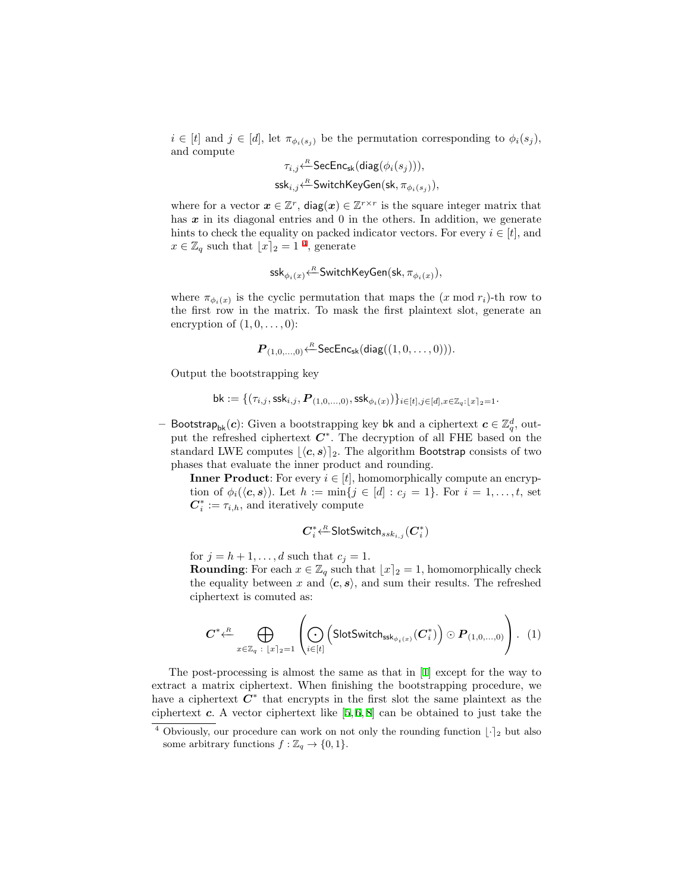$i \in [t]$ and $j \in [d]$, let $\pi_{\phi_i(s_j)}$ be the permutation corresponding to $\phi_i(s_j)$, and compute

$$\tau_{i,j} \xleftarrow{R} \mathsf{SecEnc}_{\mathsf{sk}}(\mathsf{diag}(\phi_i(s_j))),$$
$$\mathsf{ssk}_{i,j} \xleftarrow{R} \mathsf{SwitchKeyGen}(\mathsf{sk}, \pi_{\phi_i(s_j)}),$$

where for a vector $\boldsymbol{x} \in \mathbb{Z}^r$, $\mathsf{diag}(\boldsymbol{x}) \in \mathbb{Z}^{r \times r}$ is the square integer matrix that has $\boldsymbol{x}$ in its diagonal entries and 0 in the others. In addition, we generate hints to check the equality on packed indicator vectors. For every $i \in [t]$, and $x \in \mathbb{Z}_q$ such that $\lfloor x \rceil_2 = 1$ [4], generate

$$\mathsf{ssk}_{\phi_i(x)} \xleftarrow{R} \mathsf{SwitchKeyGen}(\mathsf{sk}, \pi_{\phi_i(x)}),$$

where $\pi_{\phi_i(x)}$ is the cyclic permutation that maps the $(x \bmod r_i)$-th row to the first row in the matrix. To mask the first plaintext slot, generate an encryption of $(1, 0, \ldots, 0)$:

$$\boldsymbol{P}_{(1,0,\ldots,0)} \xleftarrow{R} \mathsf{SecEnc}_{\mathsf{sk}}(\mathsf{diag}((1, 0, \ldots, 0))).$$

Output the bootstrapping key

$$\mathsf{bk} := \{(\tau_{i,j}, \mathsf{ssk}_{i,j}, \boldsymbol{P}_{(1,0,\ldots,0)}, \mathsf{ssk}_{\phi_i(x)})\}_{i \in [t], j \in [d], x \in \mathbb{Z}_q : \lfloor x \rceil_2 = 1}.$$

– $\mathsf{Bootstrap}_{\mathsf{bk}}(\boldsymbol{c})$: Given a bootstrapping key $\mathsf{bk}$ and a ciphertext $\boldsymbol{c} \in \mathbb{Z}_q^d$, output the refreshed ciphertext $\boldsymbol{C}^*$. The decryption of all FHE based on the standard LWE computes $\lfloor \langle \boldsymbol{c}, \boldsymbol{s} \rangle \rceil_2$. The algorithm $\mathsf{Bootstrap}$ consists of two phases that evaluate the inner product and rounding.

  **Inner Product**: For every $i \in [t]$, homomorphically compute an encryption of $\phi_i(\langle \boldsymbol{c}, \boldsymbol{s} \rangle)$. Let $h := \min\{j \in [d] : c_j = 1\}$. For $i = 1, \ldots, t$, set $\boldsymbol{C}_i^* := \tau_{i,h}$, and iteratively compute

$$\boldsymbol{C}_i^* \xleftarrow{R} \mathsf{SlotSwitch}_{ssk_{i,j}}(\boldsymbol{C}_i^*)$$

  for $j = h+1, \ldots, d$ such that $c_j = 1$.

  **Rounding**: For each $x \in \mathbb{Z}_q$ such that $\lfloor x \rceil_2 = 1$, homomorphically check the equality between $x$ and $\langle \boldsymbol{c}, \boldsymbol{s} \rangle$, and sum their results. The refreshed ciphertext is comuted as:

$$\boldsymbol{C}^* \xleftarrow{R} \bigoplus_{x \in \mathbb{Z}_q \,:\, \lfloor x \rceil_2 = 1} \left( \bigodot_{i \in [t]} \left( \mathsf{SlotSwitch}_{\mathsf{ssk}_{\phi_i(x)}}(\boldsymbol{C}_i^*) \right) \odot \boldsymbol{P}_{(1,0,\ldots,0)} \right). \quad (1)$$

The post-processing is almost the same as that in [1] except for the way to extract a matrix ciphertext. When finishing the bootstrapping procedure, we have a ciphertext $\boldsymbol{C}^*$ that encrypts in the first slot the same plaintext as the ciphertext $\boldsymbol{c}$. A vector ciphertext like [5,6,8] can be obtained to just take the

[4] Obviously, our procedure can work on not only the rounding function $\lfloor \cdot \rceil_2$ but also some arbitrary functions $f : \mathbb{Z}_q \to \{0, 1\}$.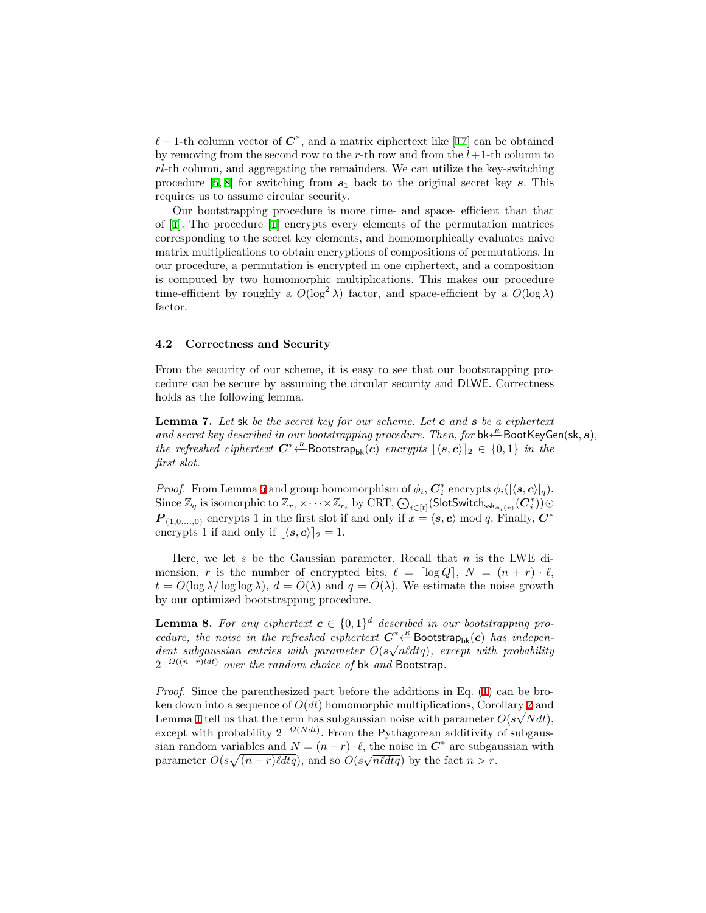$\ell-1$-th column vector of $\boldsymbol{C}^*$, and a matrix ciphertext like [17] can be obtained by removing from the second row to the $r$-th row and from the $l+1$-th column to $rl$-th column, and aggregating the remainders. We can utilize the key-switching procedure [5,8] for switching from $\boldsymbol{s}_1$ back to the original secret key $\boldsymbol{s}$. This requires us to assume circular security.

Our bootstrapping procedure is more time- and space- efficient than that of [1]. The procedure [1] encrypts every elements of the permutation matrices corresponding to the secret key elements, and homomorphically evaluates naive matrix multiplications to obtain encryptions of compositions of permutations. In our procedure, a permutation is encrypted in one ciphertext, and a composition is computed by two homomorphic multiplications. This makes our procedure time-efficient by roughly a $O(\log^2 \lambda)$ factor, and space-efficient by a $O(\log \lambda)$ factor.

### 4.2 Correctness and Security

From the security of our scheme, it is easy to see that our bootstrapping procedure can be secure by assuming the circular security and DLWE. Correctness holds as the following lemma.

**Lemma 7.** *Let* sk *be the secret key for our scheme. Let $\boldsymbol{c}$ and $\boldsymbol{s}$ be a ciphertext and secret key described in our bootstrapping procedure. Then, for* $\mathsf{bk} \xleftarrow{R} \mathsf{BootKeyGen}(\mathsf{sk}, \boldsymbol{s})$, *the refreshed ciphertext* $\boldsymbol{C}^* \xleftarrow{R} \mathsf{Bootstrap}_{\mathsf{bk}}(\boldsymbol{c})$ *encrypts* $\lfloor \langle \boldsymbol{s}, \boldsymbol{c} \rangle \rceil_2 \in \{0, 1\}$ *in the first slot.*

*Proof.* From Lemma 6 and group homomorphism of $\phi_i$, $\boldsymbol{C}_i^*$ encrypts $\phi_i([\langle \boldsymbol{s}, \boldsymbol{c} \rangle]_q)$. Since $\mathbb{Z}_q$ is isomorphic to $\mathbb{Z}_{r_1} \times \cdots \times \mathbb{Z}_{r_t}$ by CRT, $\bigodot_{i \in [t]} (\mathsf{SlotSwitch}_{\mathsf{ssk}_{\phi_i(x)}}(\boldsymbol{C}_i^*)) \odot \boldsymbol{P}_{(1,0,\ldots,0)}$ encrypts 1 in the first slot if and only if $x = \langle \boldsymbol{s}, \boldsymbol{c} \rangle \bmod q$. Finally, $\boldsymbol{C}^*$ encrypts 1 if and only if $\lfloor \langle \boldsymbol{s}, \boldsymbol{c} \rangle \rceil_2 = 1$.

Here, we let $s$ be the Gaussian parameter. Recall that $n$ is the LWE dimension, $r$ is the number of encrypted bits, $\ell = \lceil \log Q \rceil$, $N = (n+r) \cdot \ell$, $t = O(\log \lambda / \log \log \lambda)$, $d = \tilde{O}(\lambda)$ and $q = \tilde{O}(\lambda)$. We estimate the noise growth by our optimized bootstrapping procedure.

**Lemma 8.** *For any ciphertext $\boldsymbol{c} \in \{0, 1\}^d$ described in our bootstrapping procedure, the noise in the refreshed ciphertext* $\boldsymbol{C}^* \xleftarrow{R} \mathsf{Bootstrap}_{\mathsf{bk}}(\boldsymbol{c})$ *has independent subgaussian entries with parameter $O(s\sqrt{n\ell dtq})$, except with probability $2^{-\Omega((n+r)ldt)}$ over the random choice of* bk *and* Bootstrap.

*Proof.* Since the parenthesized part before the additions in Eq. (1) can be broken down into a sequence of $O(dt)$ homomorphic multiplications, Corollary 2 and Lemma 1 tell us that the term has subgaussian noise with parameter $O(s\sqrt{Ndt})$, except with probability $2^{-\Omega(Ndt)}$. From the Pythagorean additivity of subgaussian random variables and $N = (n+r) \cdot \ell$, the noise in $\boldsymbol{C}^*$ are subgaussian with parameter $O(s\sqrt{(n+r)\ell dtq})$, and so $O(s\sqrt{n\ell dtq})$ by the fact $n > r$.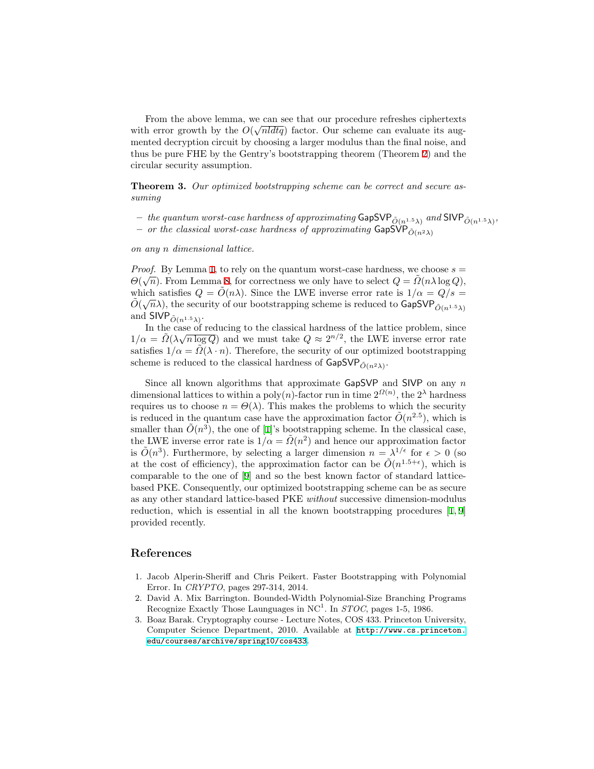From the above lemma, we can see that our procedure refreshes ciphertexts with error growth by the $O(\sqrt{nldtq})$ factor. Our scheme can evaluate its augmented decryption circuit by choosing a larger modulus than the final noise, and thus be pure FHE by the Gentry's bootstrapping theorem (Theorem 2) and the circular security assumption.

**Theorem 3.** *Our optimized bootstrapping scheme can be correct and secure assuming*

- *the quantum worst-case hardness of approximating* $\mathsf{GapSVP}_{\tilde{O}(n^{1.5}\lambda)}$ *and* $\mathsf{SIVP}_{\tilde{O}(n^{1.5}\lambda)}$,
- *or the classical worst-case hardness of approximating* $\mathsf{GapSVP}_{\tilde{O}(n^{2}\lambda)}$

*on any n dimensional lattice.*

*Proof.* By Lemma 1, to rely on the quantum worst-case hardness, we choose $s = \Theta(\sqrt{n})$. From Lemma 8, for correctness we only have to select $Q = \tilde{\Omega}(n\lambda \log Q)$, which satisfies $Q = \tilde{O}(n\lambda)$. Since the LWE inverse error rate is $1/\alpha = Q/s = \tilde{O}(\sqrt{n}\lambda)$, the security of our bootstrapping scheme is reduced to $\mathsf{GapSVP}_{\tilde{O}(n^{1.5}\lambda)}$ and $\mathsf{SIVP}_{\tilde{O}(n^{1.5}\lambda)}$.

In the case of reducing to the classical hardness of the lattice problem, since $1/\alpha = \tilde{\Omega}(\lambda\sqrt{n \log Q})$ and we must take $Q \approx 2^{n/2}$, the LWE inverse error rate satisfies $1/\alpha = \tilde{\Omega}(\lambda \cdot n)$. Therefore, the security of our optimized bootstrapping scheme is reduced to the classical hardness of $\mathsf{GapSVP}_{\tilde{O}(n^{2}\lambda)}$.

Since all known algorithms that approximate $\mathsf{GapSVP}$ and $\mathsf{SIVP}$ on any $n$ dimensional lattices to within a poly$(n)$-factor run in time $2^{\Omega(n)}$, the $2^{\lambda}$ hardness requires us to choose $n = \Theta(\lambda)$. This makes the problems to which the security is reduced in the quantum case have the approximation factor $\tilde{O}(n^{2.5})$, which is smaller than $\tilde{O}(n^{3})$, the one of [1]'s bootstrapping scheme. In the classical case, the LWE inverse error rate is $1/\alpha = \tilde{\Omega}(n^2)$ and hence our approximation factor is $\tilde{O}(n^3)$. Furthermore, by selecting a larger dimension $n = \lambda^{1/\epsilon}$ for $\epsilon > 0$ (so at the cost of efficiency), the approximation factor can be $\tilde{O}(n^{1.5+\epsilon})$, which is comparable to the one of [9] and so the best known factor of standard lattice-based PKE. Consequently, our optimized bootstrapping scheme can be as secure as any other standard lattice-based PKE *without* successive dimension-modulus reduction, which is essential in all the known bootstrapping procedures [1, 9] provided recently.

## References

1. Jacob Alperin-Sheriff and Chris Peikert. Faster Bootstrapping with Polynomial Error. In *CRYPTO*, pages 297-314, 2014.
2. David A. Mix Barrington. Bounded-Width Polynomial-Size Branching Programs Recognize Exactly Those Launguages in NC$^1$. In *STOC*, pages 1-5, 1986.
3. Boaz Barak. Cryptography course - Lecture Notes, COS 433. Princeton University, Computer Science Department, 2010. Available at http://www.cs.princeton.edu/courses/archive/spring10/cos433.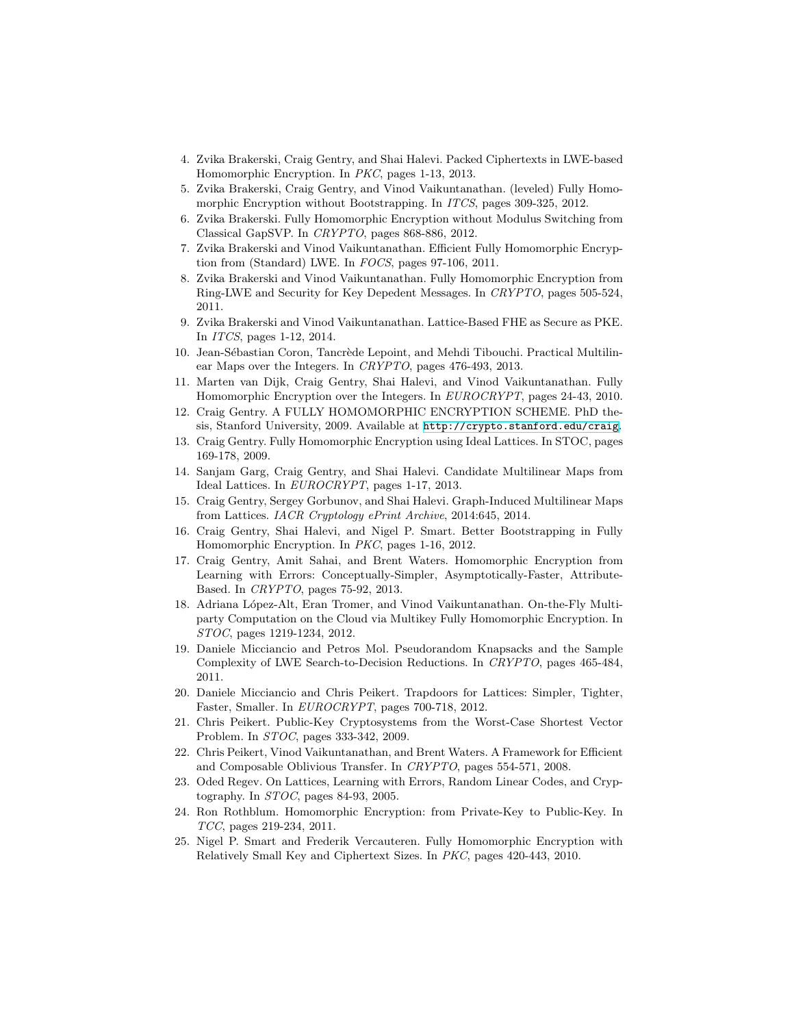4. Zvika Brakerski, Craig Gentry, and Shai Halevi. Packed Ciphertexts in LWE-based Homomorphic Encryption. In *PKC*, pages 1-13, 2013.
5. Zvika Brakerski, Craig Gentry, and Vinod Vaikuntanathan. (leveled) Fully Homomorphic Encryption without Bootstrapping. In *ITCS*, pages 309-325, 2012.
6. Zvika Brakerski. Fully Homomorphic Encryption without Modulus Switching from Classical GapSVP. In *CRYPTO*, pages 868-886, 2012.
7. Zvika Brakerski and Vinod Vaikuntanathan. Efficient Fully Homomorphic Encryption from (Standard) LWE. In *FOCS*, pages 97-106, 2011.
8. Zvika Brakerski and Vinod Vaikuntanathan. Fully Homomorphic Encryption from Ring-LWE and Security for Key Depedent Messages. In *CRYPTO*, pages 505-524, 2011.
9. Zvika Brakerski and Vinod Vaikuntanathan. Lattice-Based FHE as Secure as PKE. In *ITCS*, pages 1-12, 2014.
10. Jean-Sébastian Coron, Tancrède Lepoint, and Mehdi Tibouchi. Practical Multilinear Maps over the Integers. In *CRYPTO*, pages 476-493, 2013.
11. Marten van Dijk, Craig Gentry, Shai Halevi, and Vinod Vaikuntanathan. Fully Homomorphic Encryption over the Integers. In *EUROCRYPT*, pages 24-43, 2010.
12. Craig Gentry. A FULLY HOMOMORPHIC ENCRYPTION SCHEME. PhD thesis, Stanford University, 2009. Available at `http://crypto.stanford.edu/craig`.
13. Craig Gentry. Fully Homomorphic Encryption using Ideal Lattices. In STOC, pages 169-178, 2009.
14. Sanjam Garg, Craig Gentry, and Shai Halevi. Candidate Multilinear Maps from Ideal Lattices. In *EUROCRYPT*, pages 1-17, 2013.
15. Craig Gentry, Sergey Gorbunov, and Shai Halevi. Graph-Induced Multilinear Maps from Lattices. *IACR Cryptology ePrint Archive*, 2014:645, 2014.
16. Craig Gentry, Shai Halevi, and Nigel P. Smart. Better Bootstrapping in Fully Homomorphic Encryption. In *PKC*, pages 1-16, 2012.
17. Craig Gentry, Amit Sahai, and Brent Waters. Homomorphic Encryption from Learning with Errors: Conceptually-Simpler, Asymptotically-Faster, Attribute-Based. In *CRYPTO*, pages 75-92, 2013.
18. Adriana López-Alt, Eran Tromer, and Vinod Vaikuntanathan. On-the-Fly Multiparty Computation on the Cloud via Multikey Fully Homomorphic Encryption. In *STOC*, pages 1219-1234, 2012.
19. Daniele Micciancio and Petros Mol. Pseudorandom Knapsacks and the Sample Complexity of LWE Search-to-Decision Reductions. In *CRYPTO*, pages 465-484, 2011.
20. Daniele Micciancio and Chris Peikert. Trapdoors for Lattices: Simpler, Tighter, Faster, Smaller. In *EUROCRYPT*, pages 700-718, 2012.
21. Chris Peikert. Public-Key Cryptosystems from the Worst-Case Shortest Vector Problem. In *STOC*, pages 333-342, 2009.
22. Chris Peikert, Vinod Vaikuntanathan, and Brent Waters. A Framework for Efficient and Composable Oblivious Transfer. In *CRYPTO*, pages 554-571, 2008.
23. Oded Regev. On Lattices, Learning with Errors, Random Linear Codes, and Cryptography. In *STOC*, pages 84-93, 2005.
24. Ron Rothblum. Homomorphic Encryption: from Private-Key to Public-Key. In *TCC*, pages 219-234, 2011.
25. Nigel P. Smart and Frederik Vercauteren. Fully Homomorphic Encryption with Relatively Small Key and Ciphertext Sizes. In *PKC*, pages 420-443, 2010.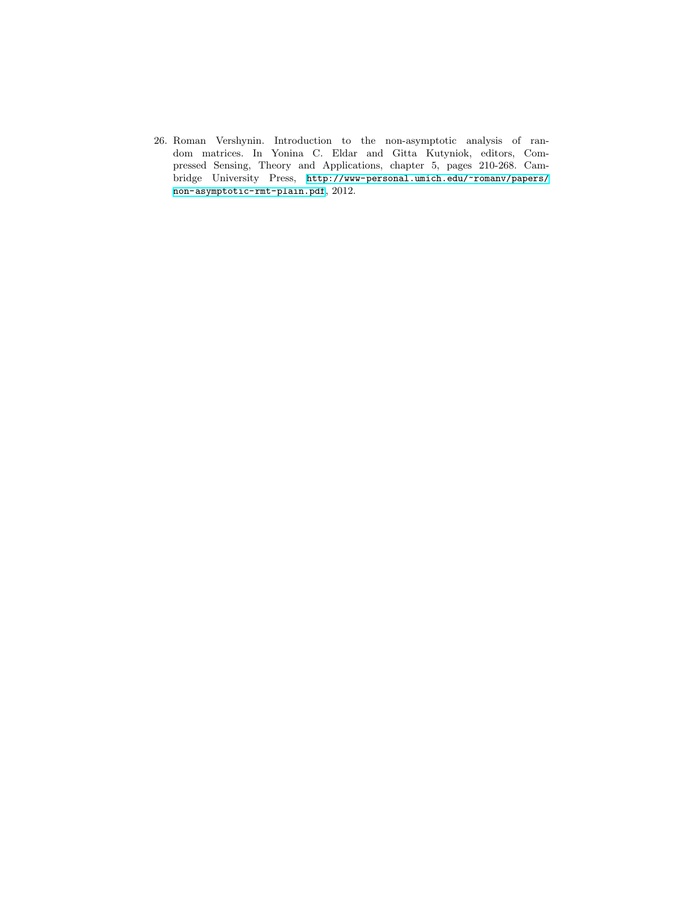26. Roman Vershynin. Introduction to the non-asymptotic analysis of random matrices. In Yonina C. Eldar and Gitta Kutyniok, editors, Compressed Sensing, Theory and Applications, chapter 5, pages 210-268. Cambridge University Press, http://www-personal.umich.edu/~romanv/papers/non-asymptotic-rmt-plain.pdf, 2012.